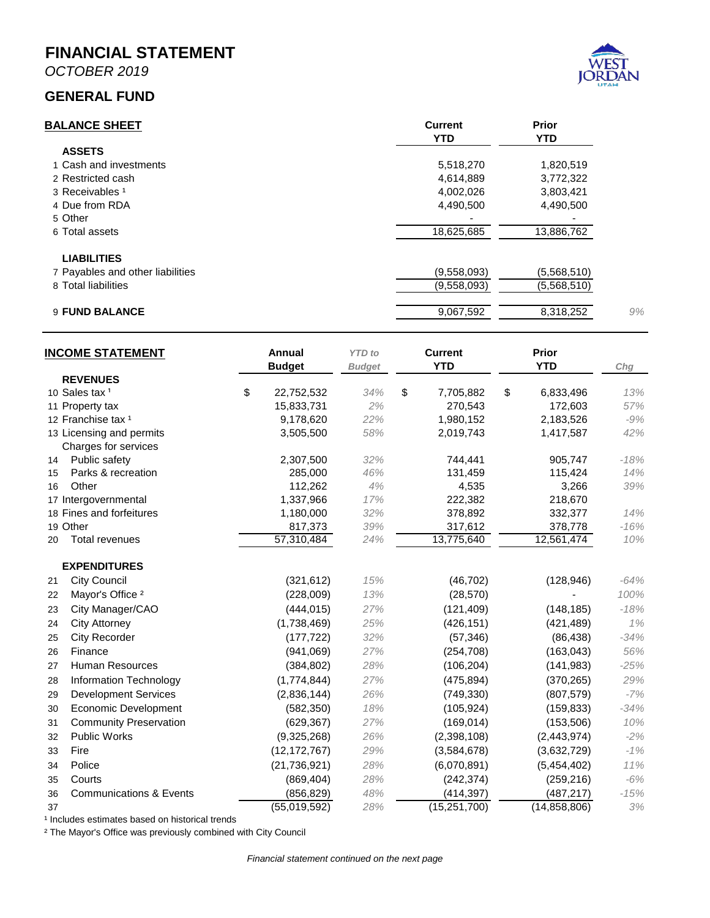# FINANCIAL STATEMENT

*OCTOBER 2019*

## GENERAL FUND

| BALANCE SHEET | Current YTD | Prior YTD | |
|---|---|---|---|
| **ASSETS** | | | |
| 1 Cash and investments | 5,518,270 | 1,820,519 | |
| 2 Restricted cash | 4,614,889 | 3,772,322 | |
| 3 Receivables [1] | 4,002,026 | 3,803,421 | |
| 4 Due from RDA | 4,490,500 | 4,490,500 | |
| 5 Other | - | - | |
| 6 Total assets | 18,625,685 | 13,886,762 | |
| **LIABILITIES** | | | |
| 7 Payables and other liabilities | (9,558,093) | (5,568,510) | |
| 8 Total liabilities | (9,558,093) | (5,568,510) | |
| 9 **FUND BALANCE** | 9,067,592 | 8,318,252 | *9%* |

| INCOME STATEMENT | Annual Budget | *YTD to Budget* | Current YTD | Prior YTD | *Chg* |
|---|---|---|---|---|---|
| **REVENUES** | | | | | |
| 10 Sales tax [1] | $ 22,752,532 | *34%* | $ 7,705,882 | $ 6,833,496 | *13%* |
| 11 Property tax | 15,833,731 | *2%* | 270,543 | 172,603 | *57%* |
| 12 Franchise tax [1] | 9,178,620 | *22%* | 1,980,152 | 2,183,526 | *-9%* |
| 13 Licensing and permits | 3,505,500 | *58%* | 2,019,743 | 1,417,587 | *42%* |
| Charges for services | | | | | |
| 14 Public safety | 2,307,500 | *32%* | 744,441 | 905,747 | *-18%* |
| 15 Parks & recreation | 285,000 | *46%* | 131,459 | 115,424 | *14%* |
| 16 Other | 112,262 | *4%* | 4,535 | 3,266 | *39%* |
| 17 Intergovernmental | 1,337,966 | *17%* | 222,382 | 218,670 | |
| 18 Fines and forfeitures | 1,180,000 | *32%* | 378,892 | 332,377 | *14%* |
| 19 Other | 817,373 | *39%* | 317,612 | 378,778 | *-16%* |
| 20 Total revenues | 57,310,484 | *24%* | 13,775,640 | 12,561,474 | *10%* |
| **EXPENDITURES** | | | | | |
| 21 City Council | (321,612) | *15%* | (46,702) | (128,946) | *-64%* |
| 22 Mayor's Office [2] | (228,009) | *13%* | (28,570) | - | *100%* |
| 23 City Manager/CAO | (444,015) | *27%* | (121,409) | (148,185) | *-18%* |
| 24 City Attorney | (1,738,469) | *25%* | (426,151) | (421,489) | *1%* |
| 25 City Recorder | (177,722) | *32%* | (57,346) | (86,438) | *-34%* |
| 26 Finance | (941,069) | *27%* | (254,708) | (163,043) | *56%* |
| 27 Human Resources | (384,802) | *28%* | (106,204) | (141,983) | *-25%* |
| 28 Information Technology | (1,774,844) | *27%* | (475,894) | (370,265) | *29%* |
| 29 Development Services | (2,836,144) | *26%* | (749,330) | (807,579) | *-7%* |
| 30 Economic Development | (582,350) | *18%* | (105,924) | (159,833) | *-34%* |
| 31 Community Preservation | (629,367) | *27%* | (169,014) | (153,506) | *10%* |
| 32 Public Works | (9,325,268) | *26%* | (2,398,108) | (2,443,974) | *-2%* |
| 33 Fire | (12,172,767) | *29%* | (3,584,678) | (3,632,729) | *-1%* |
| 34 Police | (21,736,921) | *28%* | (6,070,891) | (5,454,402) | *11%* |
| 35 Courts | (869,404) | *28%* | (242,374) | (259,216) | *-6%* |
| 36 Communications & Events | (856,829) | *48%* | (414,397) | (487,217) | *-15%* |
| 37 | (55,019,592) | *28%* | (15,251,700) | (14,858,806) | *3%* |

[1] Includes estimates based on historical trends

[2] The Mayor's Office was previously combined with City Council

*Financial statement continued on the next page*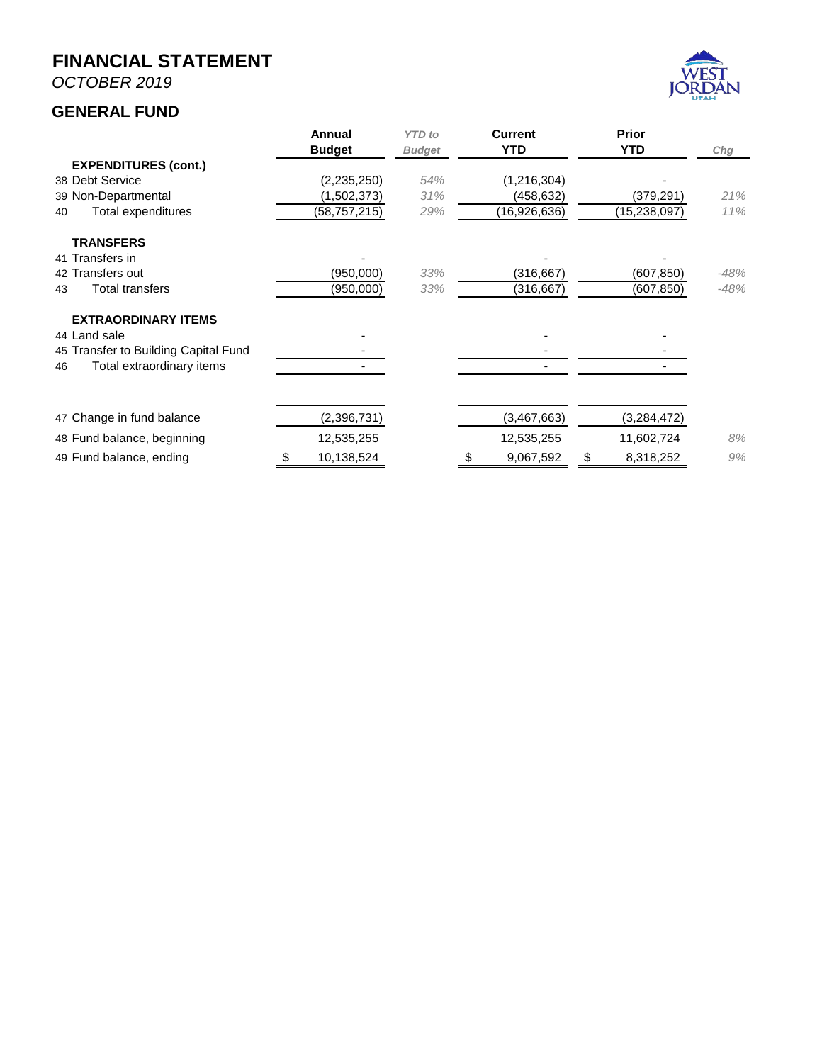# FINANCIAL STATEMENT

*OCTOBER 2019*

## GENERAL FUND

| | | Annual Budget | *YTD to Budget* | Current YTD | Prior YTD | *Chg* |
|---|---|---|---|---|---|---|
| | **EXPENDITURES (cont.)** | | | | | |
| 38 | Debt Service | (2,235,250) | *54%* | (1,216,304) | - | |
| 39 | Non-Departmental | (1,502,373) | *31%* | (458,632) | (379,291) | *21%* |
| 40 | Total expenditures | (58,757,215) | *29%* | (16,926,636) | (15,238,097) | *11%* |
| | **TRANSFERS** | | | | | |
| 41 | Transfers in | - | | - | - | |
| 42 | Transfers out | (950,000) | *33%* | (316,667) | (607,850) | *-48%* |
| 43 | Total transfers | (950,000) | *33%* | (316,667) | (607,850) | *-48%* |
| | **EXTRAORDINARY ITEMS** | | | | | |
| 44 | Land sale | - | | - | - | |
| 45 | Transfer to Building Capital Fund | - | | - | - | |
| 46 | Total extraordinary items | - | | - | - | |
| 47 | Change in fund balance | (2,396,731) | | (3,467,663) | (3,284,472) | |
| 48 | Fund balance, beginning | 12,535,255 | | 12,535,255 | 11,602,724 | *8%* |
| 49 | Fund balance, ending | $ 10,138,524 | | $ 9,067,592 | $ 8,318,252 | *9%* |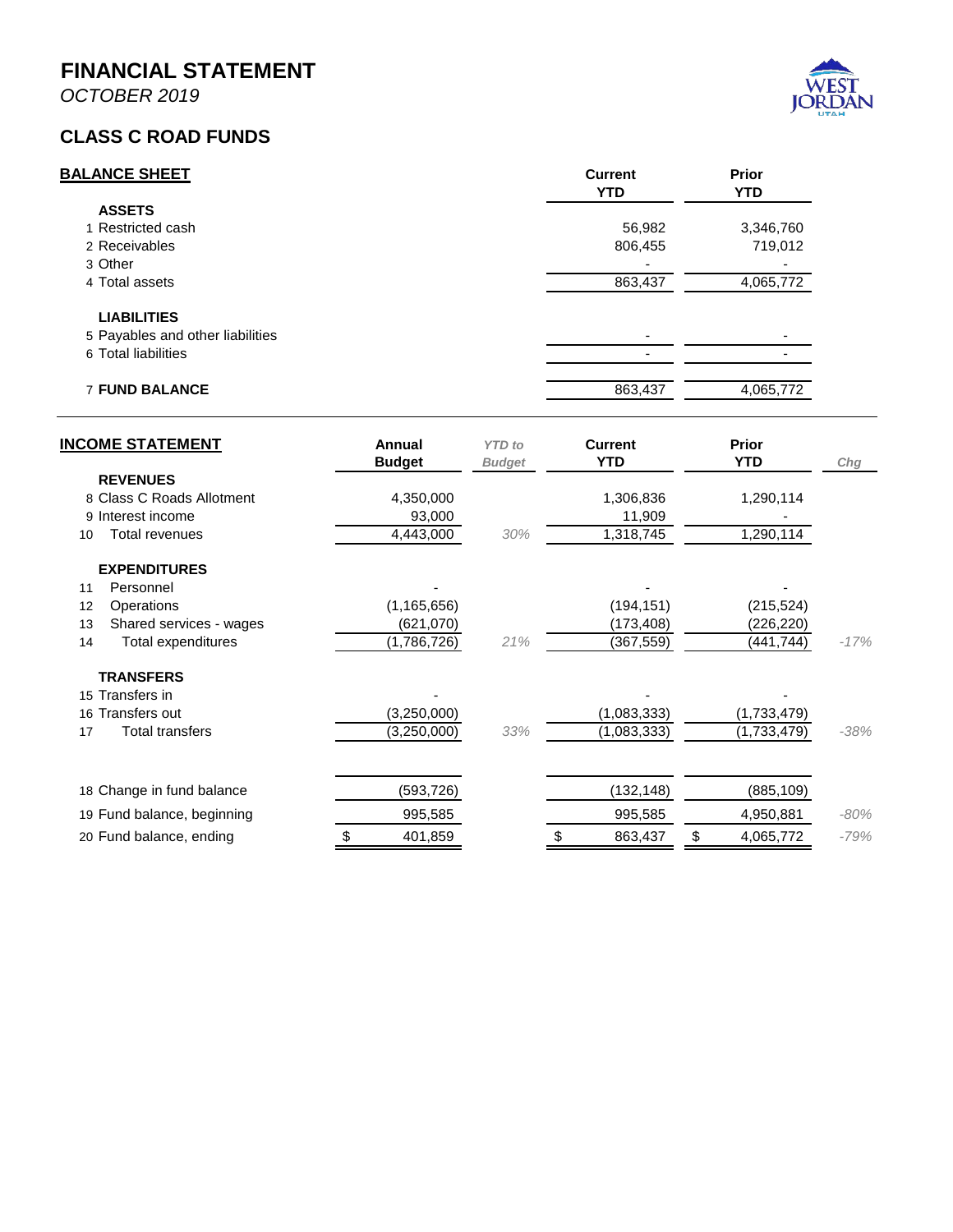# FINANCIAL STATEMENT

*OCTOBER 2019*

## CLASS C ROAD FUNDS

| **BALANCE SHEET** | **Current YTD** | **Prior YTD** |
|---|---|---|
| **ASSETS** | | |
| 1 Restricted cash | 56,982 | 3,346,760 |
| 2 Receivables | 806,455 | 719,012 |
| 3 Other | - | - |
| 4 Total assets | 863,437 | 4,065,772 |
| **LIABILITIES** | | |
| 5 Payables and other liabilities | - | - |
| 6 Total liabilities | - | - |
| 7 **FUND BALANCE** | 863,437 | 4,065,772 |

| **INCOME STATEMENT** | **Annual Budget** | *YTD to Budget* | **Current YTD** | **Prior YTD** | *Chg* |
|---|---|---|---|---|---|
| **REVENUES** | | | | | |
| 8 Class C Roads Allotment | 4,350,000 | | 1,306,836 | 1,290,114 | |
| 9 Interest income | 93,000 | | 11,909 | - | |
| 10 Total revenues | 4,443,000 | *30%* | 1,318,745 | 1,290,114 | |
| **EXPENDITURES** | | | | | |
| 11 Personnel | - | | - | - | |
| 12 Operations | (1,165,656) | | (194,151) | (215,524) | |
| 13 Shared services - wages | (621,070) | | (173,408) | (226,220) | |
| 14 Total expenditures | (1,786,726) | *21%* | (367,559) | (441,744) | *-17%* |
| **TRANSFERS** | | | | | |
| 15 Transfers in | - | | - | - | |
| 16 Transfers out | (3,250,000) | | (1,083,333) | (1,733,479) | |
| 17 Total transfers | (3,250,000) | *33%* | (1,083,333) | (1,733,479) | *-38%* |
| 18 Change in fund balance | (593,726) | | (132,148) | (885,109) | |
| 19 Fund balance, beginning | 995,585 | | 995,585 | 4,950,881 | *-80%* |
| 20 Fund balance, ending | $ 401,859 | | $ 863,437 | $ 4,065,772 | *-79%* |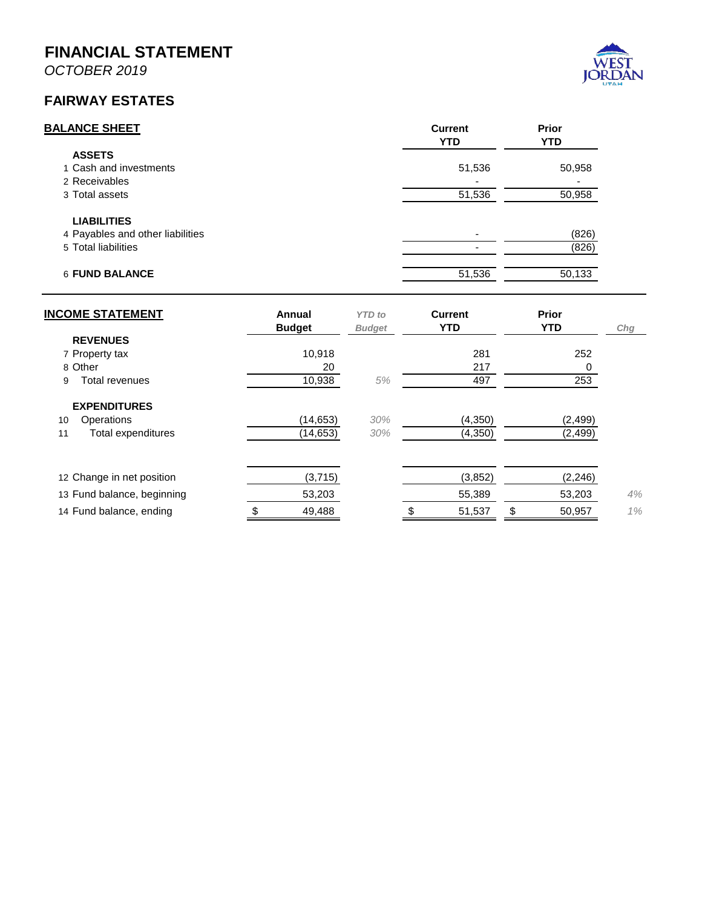# FINANCIAL STATEMENT

*OCTOBER 2019*

## FAIRWAY ESTATES

| BALANCE SHEET | Current YTD | Prior YTD |
|---|---|---|
| **ASSETS** | | |
| 1 Cash and investments | 51,536 | 50,958 |
| 2 Receivables | - | - |
| 3 Total assets | 51,536 | 50,958 |
| **LIABILITIES** | | |
| 4 Payables and other liabilities | - | (826) |
| 5 Total liabilities | - | (826) |
| 6 **FUND BALANCE** | 51,536 | 50,133 |

| INCOME STATEMENT | Annual Budget | *YTD to Budget* | Current YTD | Prior YTD | *Chg* |
|---|---|---|---|---|---|
| **REVENUES** | | | | | |
| 7 Property tax | 10,918 | | 281 | 252 | |
| 8 Other | 20 | | 217 | 0 | |
| 9 Total revenues | 10,938 | *5%* | 497 | 253 | |
| **EXPENDITURES** | | | | | |
| 10 Operations | (14,653) | *30%* | (4,350) | (2,499) | |
| 11 Total expenditures | (14,653) | *30%* | (4,350) | (2,499) | |
| 12 Change in net position | (3,715) | | (3,852) | (2,246) | |
| 13 Fund balance, beginning | 53,203 | | 55,389 | 53,203 | *4%* |
| 14 Fund balance, ending | $ 49,488 | | $ 51,537 | $ 50,957 | *1%* |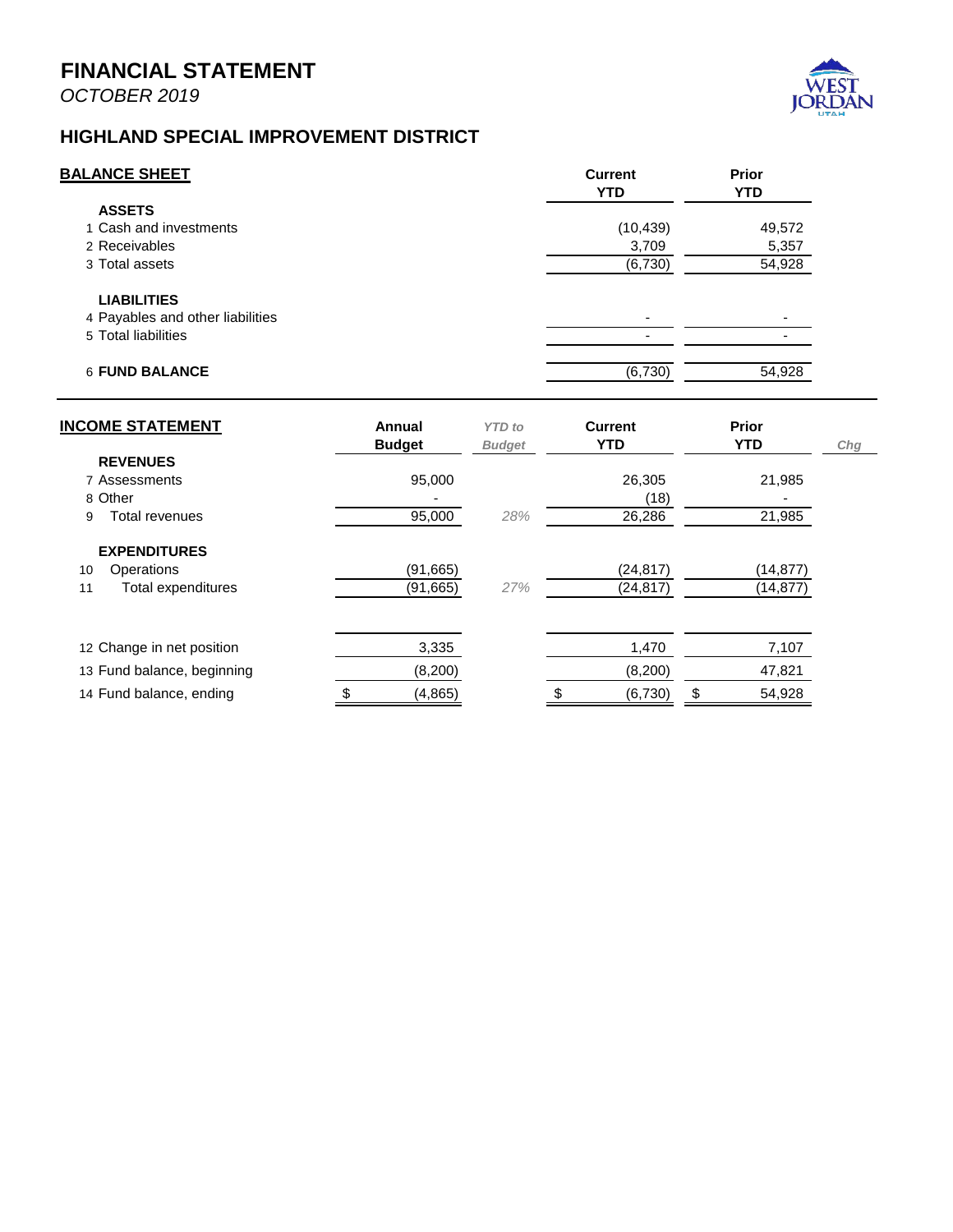# FINANCIAL STATEMENT

*OCTOBER 2019*

## HIGHLAND SPECIAL IMPROVEMENT DISTRICT

| **BALANCE SHEET** | **Current YTD** | **Prior YTD** |
|---|---|---|
| **ASSETS** | | |
| 1 Cash and investments | (10,439) | 49,572 |
| 2 Receivables | 3,709 | 5,357 |
| 3 Total assets | (6,730) | 54,928 |
| **LIABILITIES** | | |
| 4 Payables and other liabilities | - | - |
| 5 Total liabilities | - | - |
| 6 **FUND BALANCE** | (6,730) | 54,928 |

| **INCOME STATEMENT** | **Annual Budget** | ***YTD to Budget*** | **Current YTD** | **Prior YTD** | *Chg* |
|---|---|---|---|---|---|
| **REVENUES** | | | | | |
| 7 Assessments | 95,000 | | 26,305 | 21,985 | |
| 8 Other | - | | (18) | - | |
| 9 Total revenues | 95,000 | *28%* | 26,286 | 21,985 | |
| **EXPENDITURES** | | | | | |
| 10 Operations | (91,665) | | (24,817) | (14,877) | |
| 11 Total expenditures | (91,665) | *27%* | (24,817) | (14,877) | |
| 12 Change in net position | 3,335 | | 1,470 | 7,107 | |
| 13 Fund balance, beginning | (8,200) | | (8,200) | 47,821 | |
| 14 Fund balance, ending | $ (4,865) | | $ (6,730) | $ 54,928 | |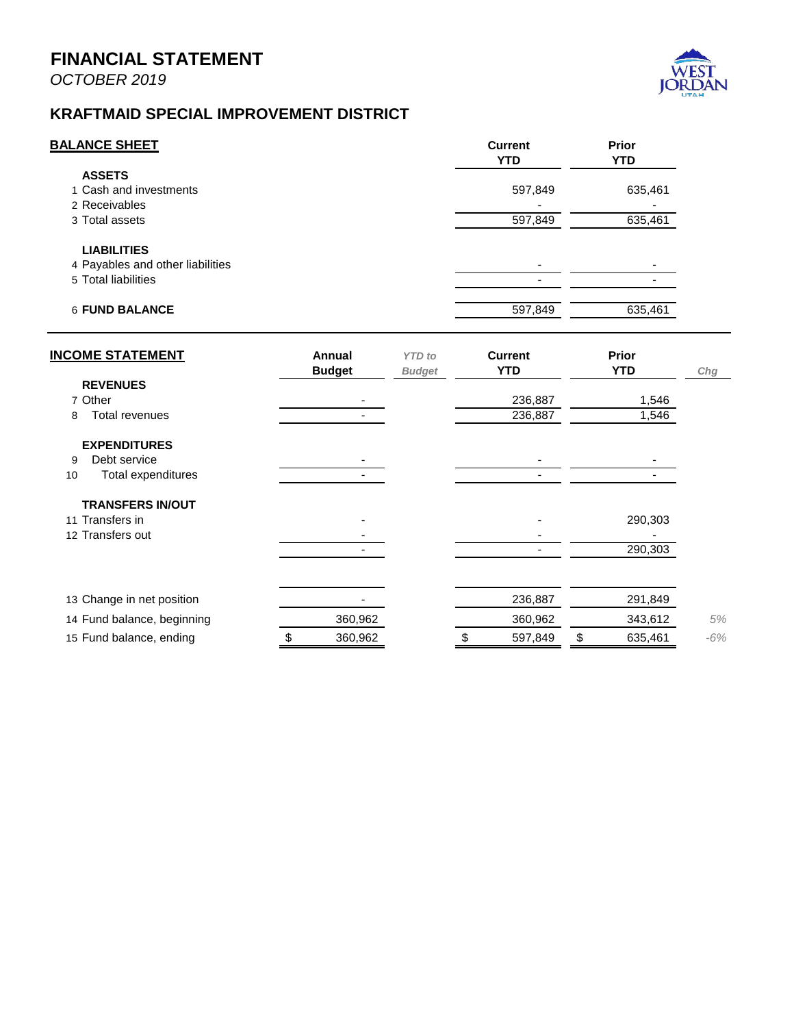# FINANCIAL STATEMENT

*OCTOBER 2019*

## KRAFTMAID SPECIAL IMPROVEMENT DISTRICT

### BALANCE SHEET

| | | Current YTD | Prior YTD |
|---|---|---|---|
| | **ASSETS** | | |
| 1 | Cash and investments | 597,849 | 635,461 |
| 2 | Receivables | - | - |
| 3 | Total assets | 597,849 | 635,461 |
| | **LIABILITIES** | | |
| 4 | Payables and other liabilities | - | - |
| 5 | Total liabilities | - | - |
| 6 | **FUND BALANCE** | 597,849 | 635,461 |

### INCOME STATEMENT

| | | Annual Budget | *YTD to Budget* | Current YTD | Prior YTD | *Chg* |
|---|---|---|---|---|---|---|
| | **REVENUES** | | | | | |
| 7 | Other | - | | 236,887 | 1,546 | |
| 8 | Total revenues | - | | 236,887 | 1,546 | |
| | **EXPENDITURES** | | | | | |
| 9 | Debt service | - | | - | - | |
| 10 | Total expenditures | - | | - | - | |
| | **TRANSFERS IN/OUT** | | | | | |
| 11 | Transfers in | - | | - | 290,303 | |
| 12 | Transfers out | - | | - | - | |
| | | - | | - | 290,303 | |
| 13 | Change in net position | - | | 236,887 | 291,849 | |
| 14 | Fund balance, beginning | 360,962 | | 360,962 | 343,612 | *5%* |
| 15 | Fund balance, ending | $ 360,962 | | $ 597,849 | $ 635,461 | *-6%* |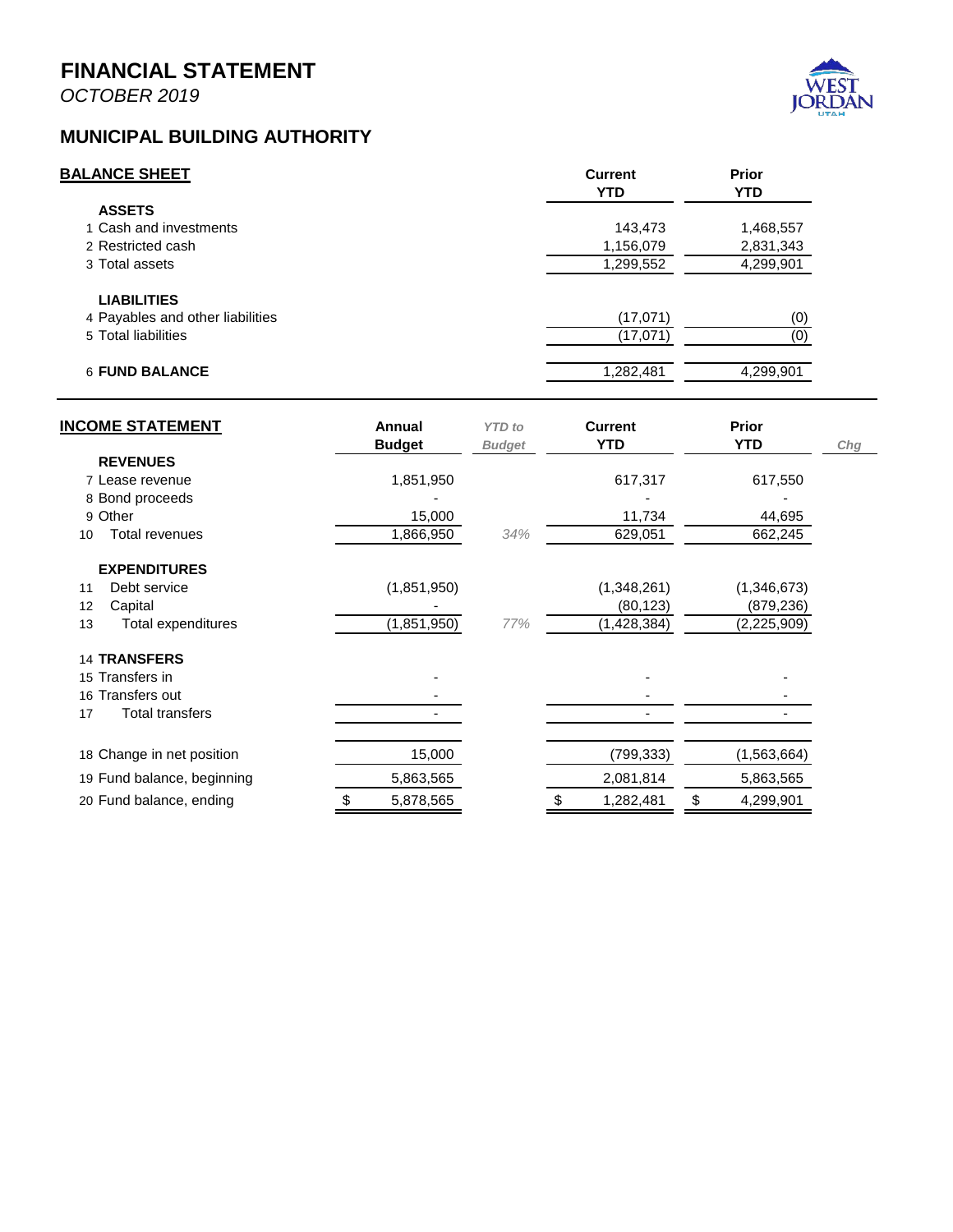# FINANCIAL STATEMENT

*OCTOBER 2019*

## MUNICIPAL BUILDING AUTHORITY

| BALANCE SHEET | Current YTD | Prior YTD |
|---|---|---|
| **ASSETS** | | |
| 1 Cash and investments | 143,473 | 1,468,557 |
| 2 Restricted cash | 1,156,079 | 2,831,343 |
| 3 Total assets | 1,299,552 | 4,299,901 |
| **LIABILITIES** | | |
| 4 Payables and other liabilities | (17,071) | (0) |
| 5 Total liabilities | (17,071) | (0) |
| 6 **FUND BALANCE** | 1,282,481 | 4,299,901 |

| INCOME STATEMENT | Annual Budget | *YTD to Budget* | Current YTD | Prior YTD | *Chg* |
|---|---|---|---|---|---|
| **REVENUES** | | | | | |
| 7 Lease revenue | 1,851,950 | | 617,317 | 617,550 | |
| 8 Bond proceeds | - | | - | - | |
| 9 Other | 15,000 | | 11,734 | 44,695 | |
| 10 Total revenues | 1,866,950 | *34%* | 629,051 | 662,245 | |
| **EXPENDITURES** | | | | | |
| 11 Debt service | (1,851,950) | | (1,348,261) | (1,346,673) | |
| 12 Capital | - | | (80,123) | (879,236) | |
| 13 Total expenditures | (1,851,950) | *77%* | (1,428,384) | (2,225,909) | |
| 14 **TRANSFERS** | | | | | |
| 15 Transfers in | - | | - | - | |
| 16 Transfers out | - | | - | - | |
| 17 Total transfers | - | | - | - | |
| 18 Change in net position | 15,000 | | (799,333) | (1,563,664) | |
| 19 Fund balance, beginning | 5,863,565 | | 2,081,814 | 5,863,565 | |
| 20 Fund balance, ending | $ 5,878,565 | | $ 1,282,481 | $ 4,299,901 | |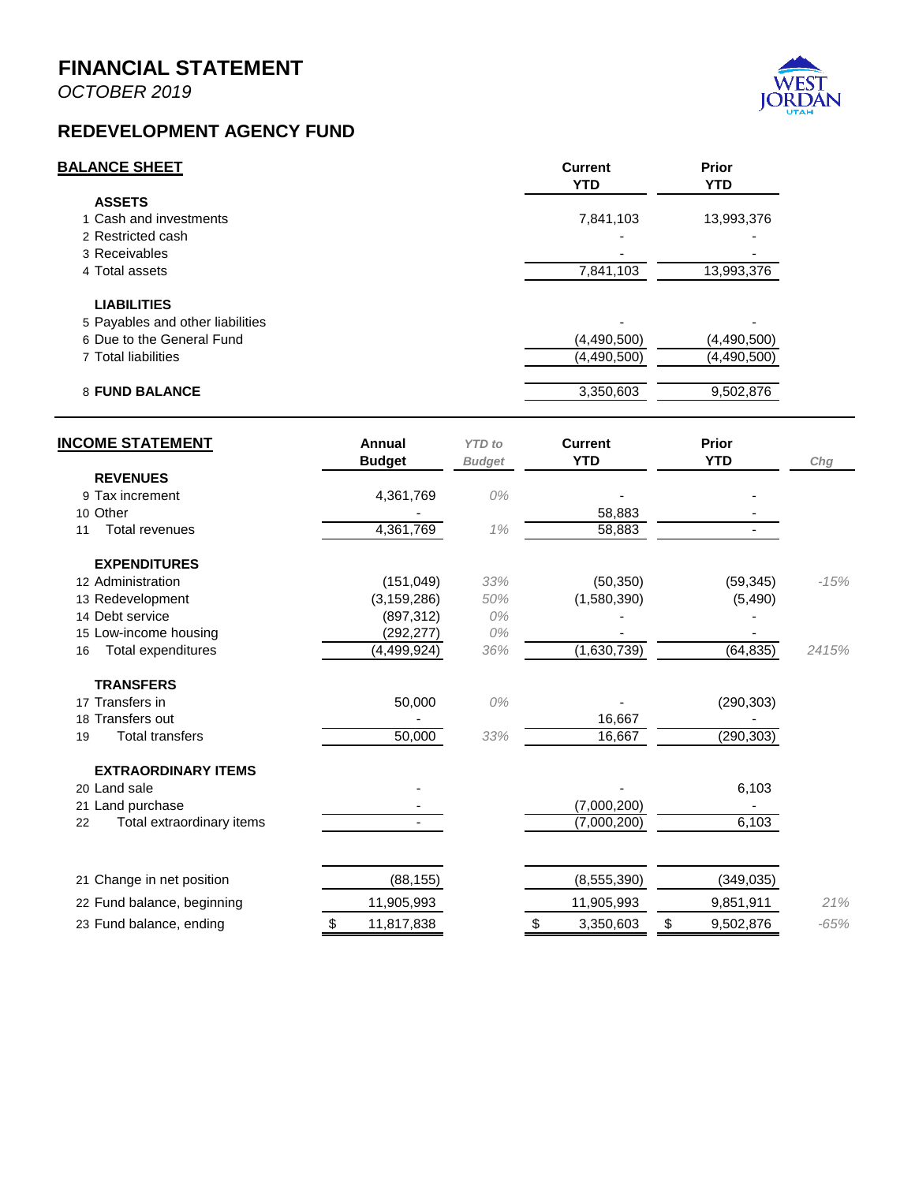# FINANCIAL STATEMENT

*OCTOBER 2019*

## REDEVELOPMENT AGENCY FUND

| **BALANCE SHEET** | **Current YTD** | **Prior YTD** |
|---|---|---|
| **ASSETS** | | |
| 1 Cash and investments | 7,841,103 | 13,993,376 |
| 2 Restricted cash | - | - |
| 3 Receivables | - | - |
| 4 Total assets | 7,841,103 | 13,993,376 |
| **LIABILITIES** | | |
| 5 Payables and other liabilities | - | - |
| 6 Due to the General Fund | (4,490,500) | (4,490,500) |
| 7 Total liabilities | (4,490,500) | (4,490,500) |
| 8 **FUND BALANCE** | 3,350,603 | 9,502,876 |

| **INCOME STATEMENT** | **Annual Budget** | *YTD to Budget* | **Current YTD** | **Prior YTD** | *Chg* |
|---|---|---|---|---|---|
| **REVENUES** | | | | | |
| 9 Tax increment | 4,361,769 | *0%* | - | - | |
| 10 Other | - | | 58,883 | - | |
| 11 Total revenues | 4,361,769 | *1%* | 58,883 | - | |
| **EXPENDITURES** | | | | | |
| 12 Administration | (151,049) | *33%* | (50,350) | (59,345) | *-15%* |
| 13 Redevelopment | (3,159,286) | *50%* | (1,580,390) | (5,490) | |
| 14 Debt service | (897,312) | *0%* | - | - | |
| 15 Low-income housing | (292,277) | *0%* | - | - | |
| 16 Total expenditures | (4,499,924) | *36%* | (1,630,739) | (64,835) | *2415%* |
| **TRANSFERS** | | | | | |
| 17 Transfers in | 50,000 | *0%* | - | (290,303) | |
| 18 Transfers out | - | | 16,667 | - | |
| 19 Total transfers | 50,000 | *33%* | 16,667 | (290,303) | |
| **EXTRAORDINARY ITEMS** | | | | | |
| 20 Land sale | - | | - | 6,103 | |
| 21 Land purchase | - | | (7,000,200) | - | |
| 22 Total extraordinary items | - | | (7,000,200) | 6,103 | |
| 21 Change in net position | (88,155) | | (8,555,390) | (349,035) | |
| 22 Fund balance, beginning | 11,905,993 | | 11,905,993 | 9,851,911 | *21%* |
| 23 Fund balance, ending | $ 11,817,838 | | $ 3,350,603 | $ 9,502,876 | *-65%* |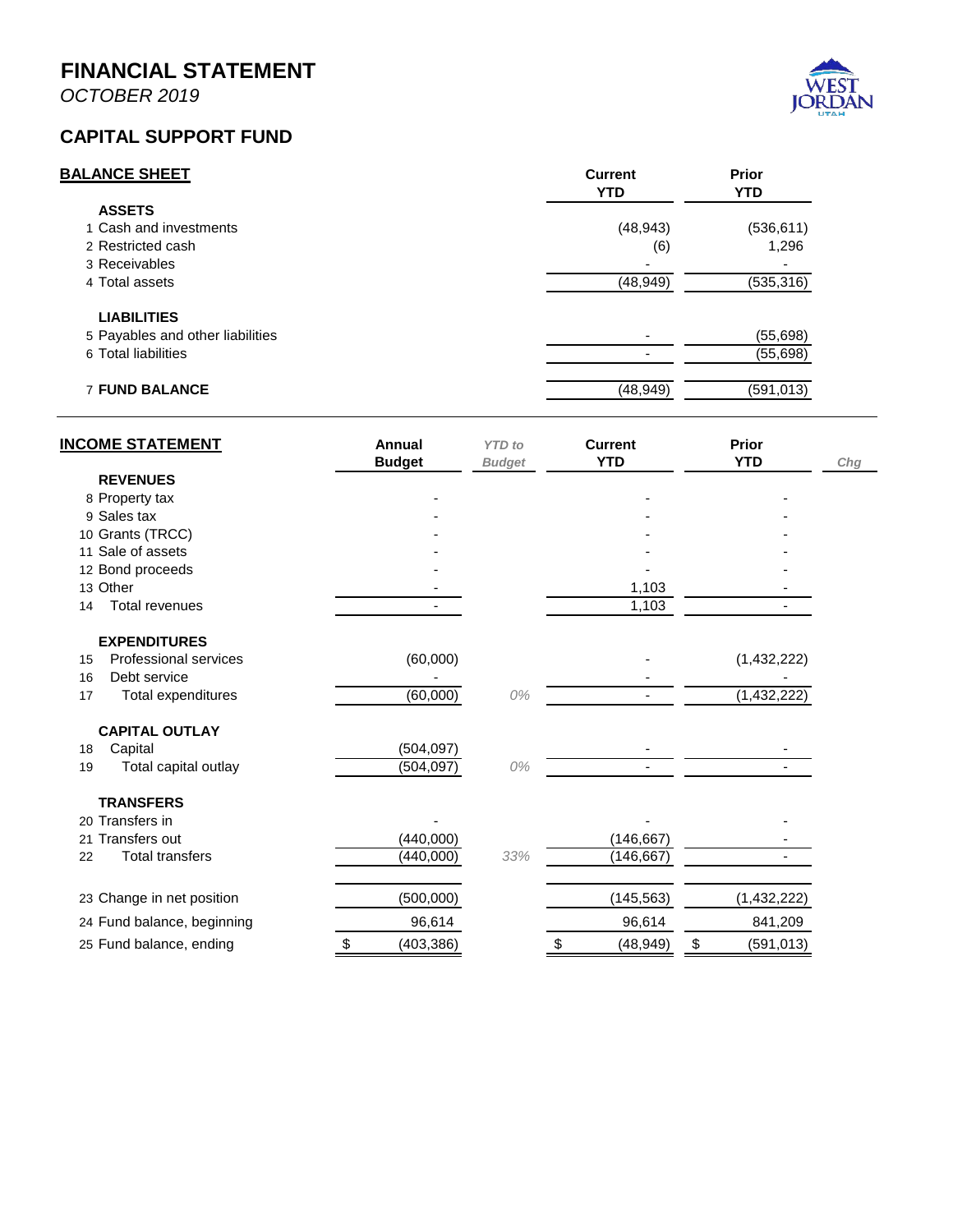# FINANCIAL STATEMENT

*OCTOBER 2019*

## CAPITAL SUPPORT FUND

| BALANCE SHEET | Current YTD | Prior YTD |
|---|---|---|
| **ASSETS** | | |
| 1 Cash and investments | (48,943) | (536,611) |
| 2 Restricted cash | (6) | 1,296 |
| 3 Receivables | - | - |
| 4 Total assets | (48,949) | (535,316) |
| **LIABILITIES** | | |
| 5 Payables and other liabilities | - | (55,698) |
| 6 Total liabilities | - | (55,698) |
| 7 **FUND BALANCE** | (48,949) | (591,013) |

| INCOME STATEMENT | Annual Budget | *YTD to Budget* | Current YTD | Prior YTD | *Chg* |
|---|---|---|---|---|---|
| **REVENUES** | | | | | |
| 8 Property tax | - | | - | - | |
| 9 Sales tax | - | | - | - | |
| 10 Grants (TRCC) | - | | - | - | |
| 11 Sale of assets | - | | - | - | |
| 12 Bond proceeds | - | | - | - | |
| 13 Other | - | | 1,103 | - | |
| 14 Total revenues | - | | 1,103 | - | |
| **EXPENDITURES** | | | | | |
| 15 Professional services | (60,000) | | - | (1,432,222) | |
| 16 Debt service | - | | - | - | |
| 17 Total expenditures | (60,000) | *0%* | - | (1,432,222) | |
| **CAPITAL OUTLAY** | | | | | |
| 18 Capital | (504,097) | | - | - | |
| 19 Total capital outlay | (504,097) | *0%* | - | - | |
| **TRANSFERS** | | | | | |
| 20 Transfers in | - | | - | - | |
| 21 Transfers out | (440,000) | | (146,667) | - | |
| 22 Total transfers | (440,000) | *33%* | (146,667) | - | |
| 23 Change in net position | (500,000) | | (145,563) | (1,432,222) | |
| 24 Fund balance, beginning | 96,614 | | 96,614 | 841,209 | |
| 25 Fund balance, ending | $ (403,386) | | $ (48,949) | $ (591,013) | |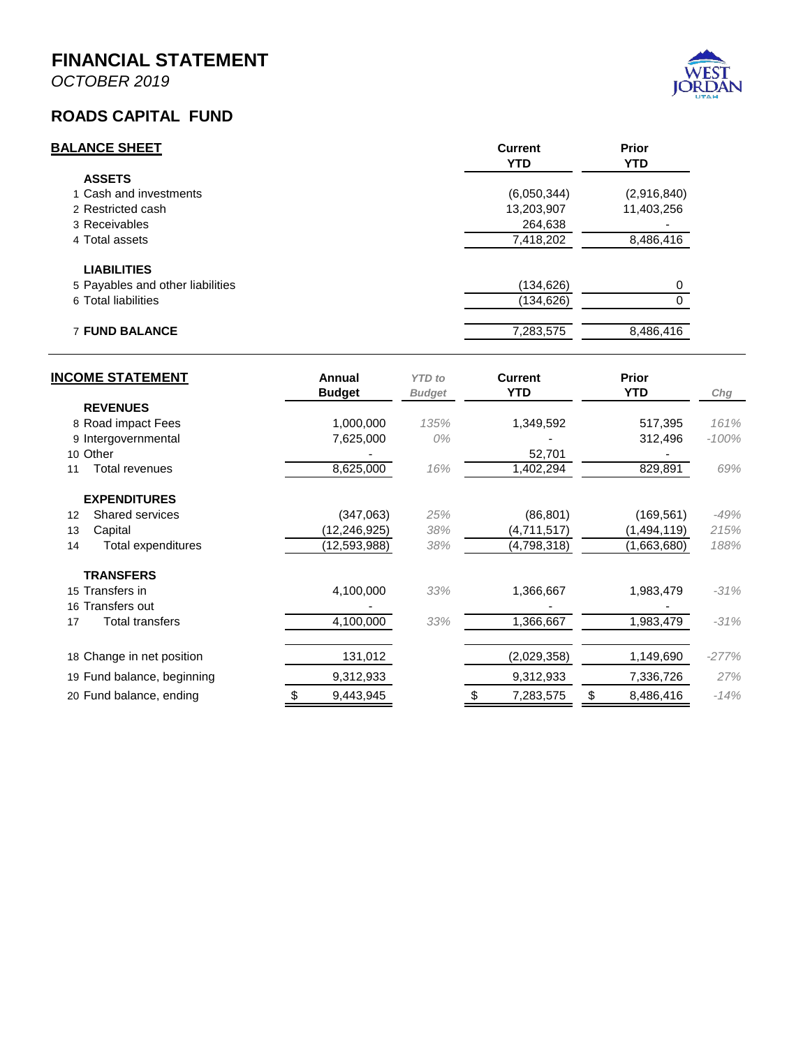# FINANCIAL STATEMENT

*OCTOBER 2019*

## ROADS CAPITAL FUND

| BALANCE SHEET | Current YTD | Prior YTD |
|---|---|---|
| **ASSETS** | | |
| 1 Cash and investments | (6,050,344) | (2,916,840) |
| 2 Restricted cash | 13,203,907 | 11,403,256 |
| 3 Receivables | 264,638 | - |
| 4 Total assets | 7,418,202 | 8,486,416 |
| **LIABILITIES** | | |
| 5 Payables and other liabilities | (134,626) | 0 |
| 6 Total liabilities | (134,626) | 0 |
| 7 **FUND BALANCE** | 7,283,575 | 8,486,416 |

| INCOME STATEMENT | Annual Budget | *YTD to Budget* | Current YTD | Prior YTD | *Chg* |
|---|---|---|---|---|---|
| **REVENUES** | | | | | |
| 8 Road impact Fees | 1,000,000 | *135%* | 1,349,592 | 517,395 | *161%* |
| 9 Intergovernmental | 7,625,000 | *0%* | - | 312,496 | *-100%* |
| 10 Other | - | | 52,701 | - | |
| 11 Total revenues | 8,625,000 | *16%* | 1,402,294 | 829,891 | *69%* |
| **EXPENDITURES** | | | | | |
| 12 Shared services | (347,063) | *25%* | (86,801) | (169,561) | *-49%* |
| 13 Capital | (12,246,925) | *38%* | (4,711,517) | (1,494,119) | *215%* |
| 14 Total expenditures | (12,593,988) | *38%* | (4,798,318) | (1,663,680) | *188%* |
| **TRANSFERS** | | | | | |
| 15 Transfers in | 4,100,000 | *33%* | 1,366,667 | 1,983,479 | *-31%* |
| 16 Transfers out | - | | - | - | |
| 17 Total transfers | 4,100,000 | *33%* | 1,366,667 | 1,983,479 | *-31%* |
| 18 Change in net position | 131,012 | | (2,029,358) | 1,149,690 | *-277%* |
| 19 Fund balance, beginning | 9,312,933 | | 9,312,933 | 7,336,726 | *27%* |
| 20 Fund balance, ending | $ 9,443,945 | | $ 7,283,575 | $ 8,486,416 | *-14%* |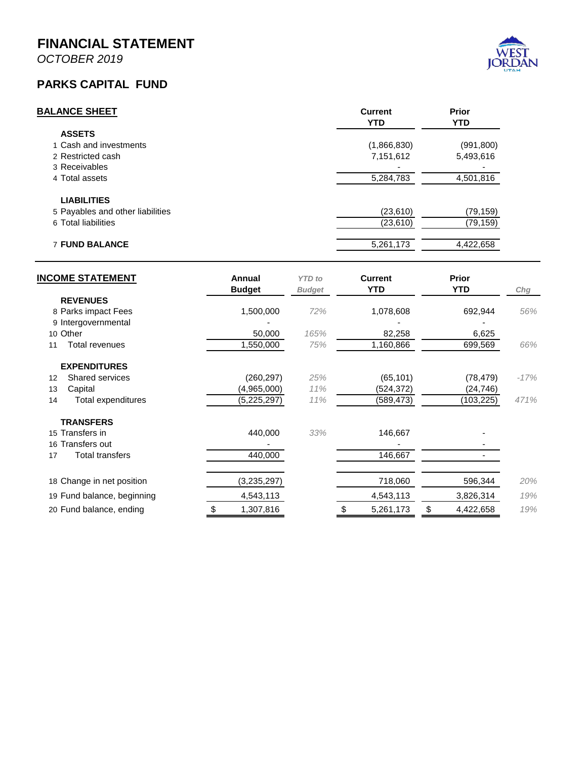# FINANCIAL STATEMENT

*OCTOBER 2019*

## PARKS CAPITAL FUND

| BALANCE SHEET | Current YTD | Prior YTD |
|---|---|---|
| **ASSETS** | | |
| 1 Cash and investments | (1,866,830) | (991,800) |
| 2 Restricted cash | 7,151,612 | 5,493,616 |
| 3 Receivables | - | - |
| 4 Total assets | 5,284,783 | 4,501,816 |
| **LIABILITIES** | | |
| 5 Payables and other liabilities | (23,610) | (79,159) |
| 6 Total liabilities | (23,610) | (79,159) |
| 7 **FUND BALANCE** | 5,261,173 | 4,422,658 |

| INCOME STATEMENT | Annual Budget | *YTD to Budget* | Current YTD | Prior YTD | *Chg* |
|---|---|---|---|---|---|
| **REVENUES** | | | | | |
| 8 Parks impact Fees | 1,500,000 | *72%* | 1,078,608 | 692,944 | *56%* |
| 9 Intergovernmental | - | | - | - | |
| 10 Other | 50,000 | *165%* | 82,258 | 6,625 | |
| 11 Total revenues | 1,550,000 | *75%* | 1,160,866 | 699,569 | *66%* |
| **EXPENDITURES** | | | | | |
| 12 Shared services | (260,297) | *25%* | (65,101) | (78,479) | *-17%* |
| 13 Capital | (4,965,000) | *11%* | (524,372) | (24,746) | |
| 14 Total expenditures | (5,225,297) | *11%* | (589,473) | (103,225) | *471%* |
| **TRANSFERS** | | | | | |
| 15 Transfers in | 440,000 | *33%* | 146,667 | - | |
| 16 Transfers out | - | | - | - | |
| 17 Total transfers | 440,000 | | 146,667 | - | |
| 18 Change in net position | (3,235,297) | | 718,060 | 596,344 | *20%* |
| 19 Fund balance, beginning | 4,543,113 | | 4,543,113 | 3,826,314 | *19%* |
| 20 Fund balance, ending | $ 1,307,816 | | $ 5,261,173 | $ 4,422,658 | *19%* |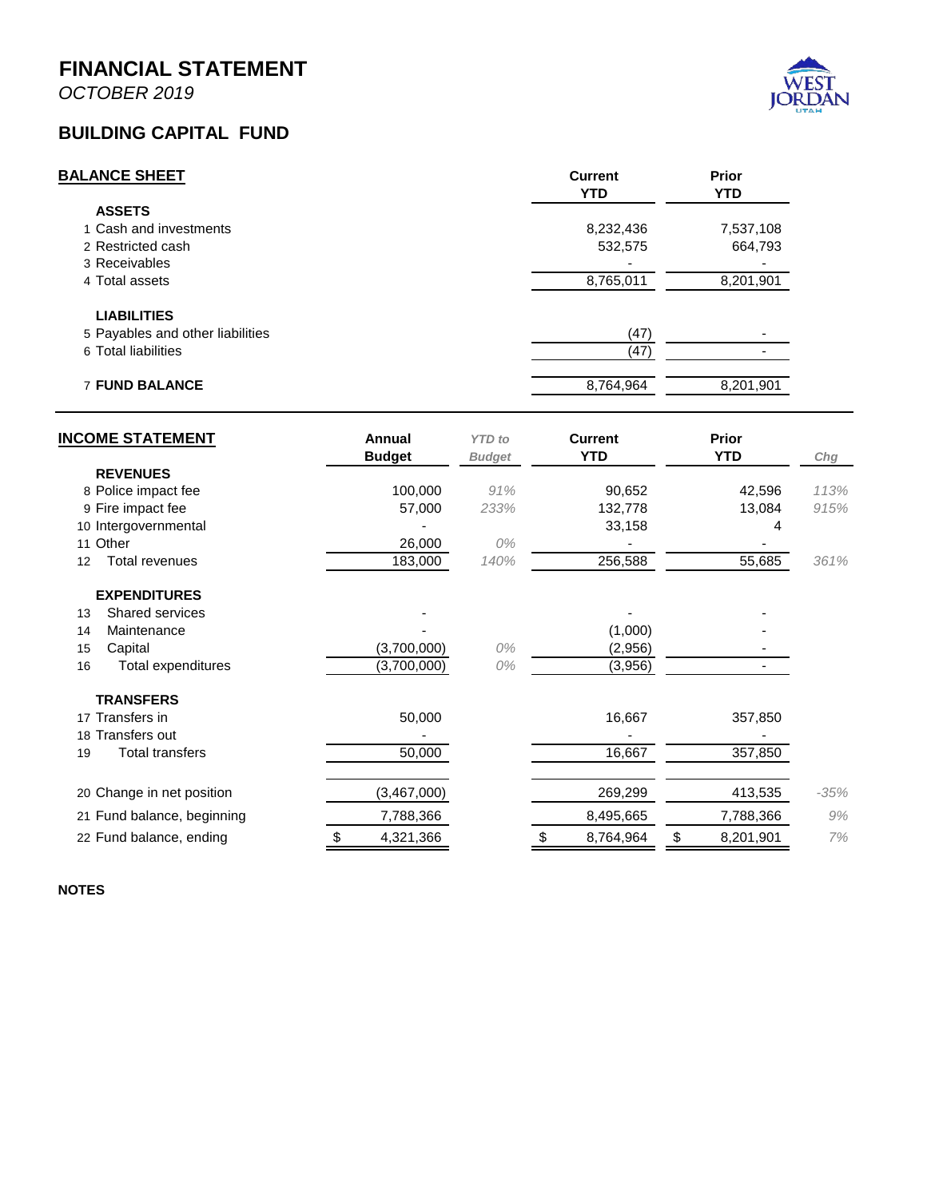# FINANCIAL STATEMENT

*OCTOBER 2019*

## BUILDING CAPITAL FUND

| **BALANCE SHEET** | **Current YTD** | **Prior YTD** |
|---|---|---|
| **ASSETS** | | |
| 1 Cash and investments | 8,232,436 | 7,537,108 |
| 2 Restricted cash | 532,575 | 664,793 |
| 3 Receivables | - | - |
| 4 Total assets | 8,765,011 | 8,201,901 |
| **LIABILITIES** | | |
| 5 Payables and other liabilities | (47) | - |
| 6 Total liabilities | (47) | - |
| 7 **FUND BALANCE** | 8,764,964 | 8,201,901 |

| **INCOME STATEMENT** | **Annual Budget** | *YTD to Budget* | **Current YTD** | **Prior YTD** | *Chg* |
|---|---|---|---|---|---|
| **REVENUES** | | | | | |
| 8 Police impact fee | 100,000 | *91%* | 90,652 | 42,596 | *113%* |
| 9 Fire impact fee | 57,000 | *233%* | 132,778 | 13,084 | *915%* |
| 10 Intergovernmental | - | | 33,158 | 4 | |
| 11 Other | 26,000 | *0%* | - | - | |
| 12 Total revenues | 183,000 | *140%* | 256,588 | 55,685 | *361%* |
| **EXPENDITURES** | | | | | |
| 13 Shared services | - | | - | - | |
| 14 Maintenance | - | | (1,000) | - | |
| 15 Capital | (3,700,000) | *0%* | (2,956) | - | |
| 16 Total expenditures | (3,700,000) | *0%* | (3,956) | - | |
| **TRANSFERS** | | | | | |
| 17 Transfers in | 50,000 | | 16,667 | 357,850 | |
| 18 Transfers out | - | | - | - | |
| 19 Total transfers | 50,000 | | 16,667 | 357,850 | |
| 20 Change in net position | (3,467,000) | | 269,299 | 413,535 | *-35%* |
| 21 Fund balance, beginning | 7,788,366 | | 8,495,665 | 7,788,366 | *9%* |
| 22 Fund balance, ending | $ 4,321,366 | | $ 8,764,964 | $ 8,201,901 | *7%* |

**NOTES**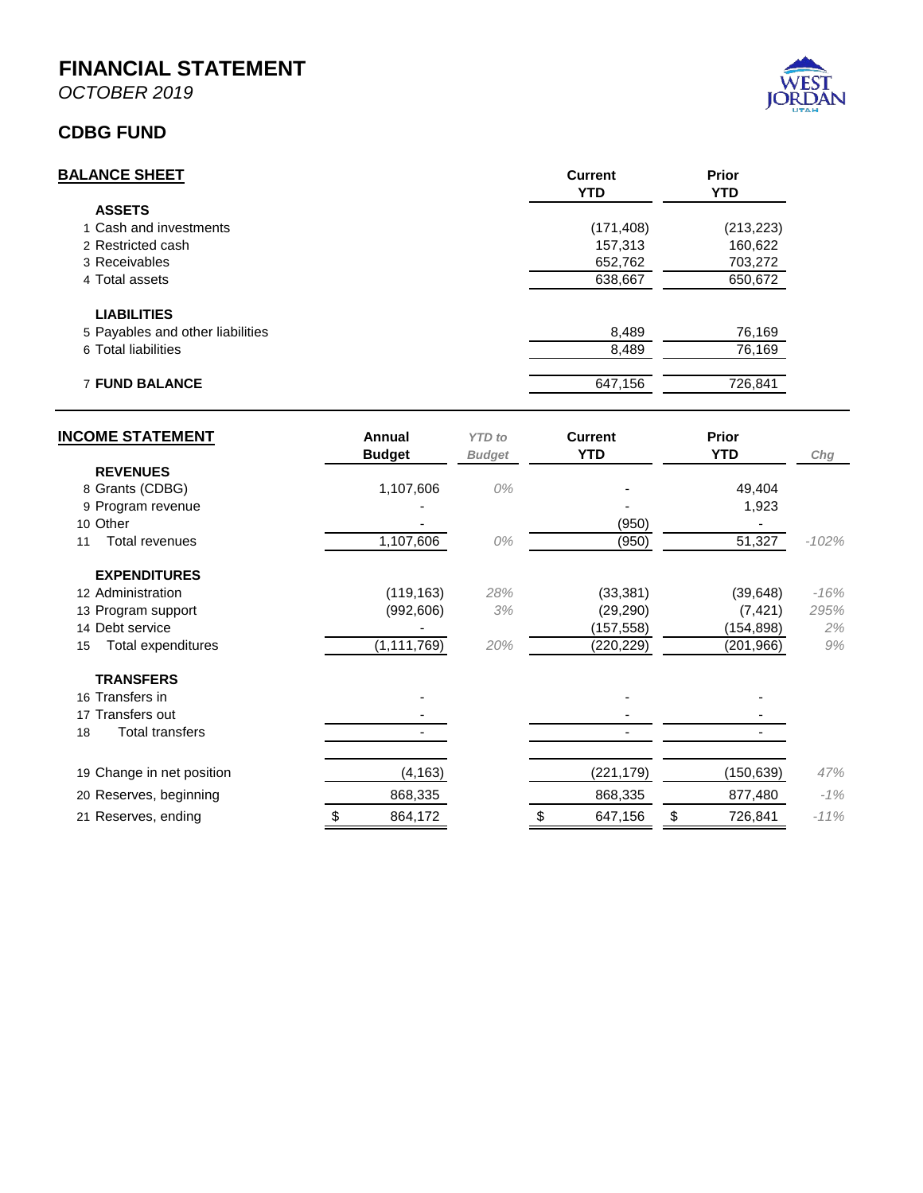# FINANCIAL STATEMENT

*OCTOBER 2019*

## CDBG FUND

| BALANCE SHEET | Current YTD | Prior YTD |
|---|---|---|
| **ASSETS** | | |
| 1 Cash and investments | (171,408) | (213,223) |
| 2 Restricted cash | 157,313 | 160,622 |
| 3 Receivables | 652,762 | 703,272 |
| 4 Total assets | 638,667 | 650,672 |
| **LIABILITIES** | | |
| 5 Payables and other liabilities | 8,489 | 76,169 |
| 6 Total liabilities | 8,489 | 76,169 |
| 7 **FUND BALANCE** | 647,156 | 726,841 |

| INCOME STATEMENT | Annual Budget | *YTD to Budget* | Current YTD | Prior YTD | *Chg* |
|---|---|---|---|---|---|
| **REVENUES** | | | | | |
| 8 Grants (CDBG) | 1,107,606 | *0%* | - | 49,404 | |
| 9 Program revenue | - | | - | 1,923 | |
| 10 Other | - | | (950) | - | |
| 11 Total revenues | 1,107,606 | *0%* | (950) | 51,327 | *-102%* |
| **EXPENDITURES** | | | | | |
| 12 Administration | (119,163) | *28%* | (33,381) | (39,648) | *-16%* |
| 13 Program support | (992,606) | *3%* | (29,290) | (7,421) | *295%* |
| 14 Debt service | - | | (157,558) | (154,898) | *2%* |
| 15 Total expenditures | (1,111,769) | *20%* | (220,229) | (201,966) | *9%* |
| **TRANSFERS** | | | | | |
| 16 Transfers in | - | | - | - | |
| 17 Transfers out | - | | - | - | |
| 18 Total transfers | - | | - | - | |
| 19 Change in net position | (4,163) | | (221,179) | (150,639) | *47%* |
| 20 Reserves, beginning | 868,335 | | 868,335 | 877,480 | *-1%* |
| 21 Reserves, ending | $ 864,172 | | $ 647,156 | $ 726,841 | *-11%* |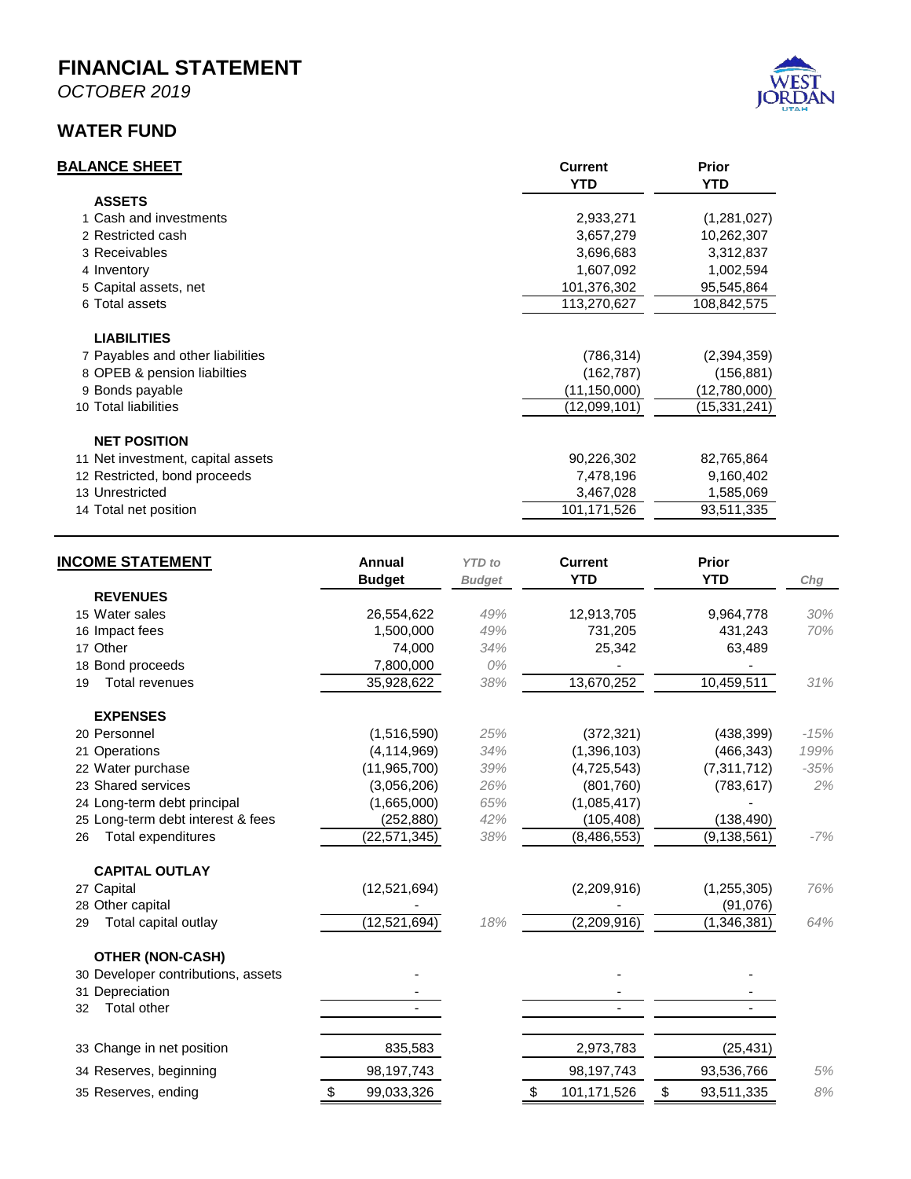# FINANCIAL STATEMENT

*OCTOBER 2019*

## WATER FUND

| **BALANCE SHEET** | **Current YTD** | **Prior YTD** |
|---|---|---|
| **ASSETS** | | |
| 1 Cash and investments | 2,933,271 | (1,281,027) |
| 2 Restricted cash | 3,657,279 | 10,262,307 |
| 3 Receivables | 3,696,683 | 3,312,837 |
| 4 Inventory | 1,607,092 | 1,002,594 |
| 5 Capital assets, net | 101,376,302 | 95,545,864 |
| 6 Total assets | 113,270,627 | 108,842,575 |
| **LIABILITIES** | | |
| 7 Payables and other liabilities | (786,314) | (2,394,359) |
| 8 OPEB & pension liabilties | (162,787) | (156,881) |
| 9 Bonds payable | (11,150,000) | (12,780,000) |
| 10 Total liabilities | (12,099,101) | (15,331,241) |
| **NET POSITION** | | |
| 11 Net investment, capital assets | 90,226,302 | 82,765,864 |
| 12 Restricted, bond proceeds | 7,478,196 | 9,160,402 |
| 13 Unrestricted | 3,467,028 | 1,585,069 |
| 14 Total net position | 101,171,526 | 93,511,335 |

| **INCOME STATEMENT** | **Annual Budget** | *YTD to Budget* | **Current YTD** | **Prior YTD** | *Chg* |
|---|---|---|---|---|---|
| **REVENUES** | | | | | |
| 15 Water sales | 26,554,622 | *49%* | 12,913,705 | 9,964,778 | *30%* |
| 16 Impact fees | 1,500,000 | *49%* | 731,205 | 431,243 | *70%* |
| 17 Other | 74,000 | *34%* | 25,342 | 63,489 | |
| 18 Bond proceeds | 7,800,000 | *0%* | - | - | |
| 19 Total revenues | 35,928,622 | *38%* | 13,670,252 | 10,459,511 | *31%* |
| **EXPENSES** | | | | | |
| 20 Personnel | (1,516,590) | *25%* | (372,321) | (438,399) | *-15%* |
| 21 Operations | (4,114,969) | *34%* | (1,396,103) | (466,343) | *199%* |
| 22 Water purchase | (11,965,700) | *39%* | (4,725,543) | (7,311,712) | *-35%* |
| 23 Shared services | (3,056,206) | *26%* | (801,760) | (783,617) | *2%* |
| 24 Long-term debt principal | (1,665,000) | *65%* | (1,085,417) | - | |
| 25 Long-term debt interest & fees | (252,880) | *42%* | (105,408) | (138,490) | |
| 26 Total expenditures | (22,571,345) | *38%* | (8,486,553) | (9,138,561) | *-7%* |
| **CAPITAL OUTLAY** | | | | | |
| 27 Capital | (12,521,694) | | (2,209,916) | (1,255,305) | *76%* |
| 28 Other capital | - | | - | (91,076) | |
| 29 Total capital outlay | (12,521,694) | *18%* | (2,209,916) | (1,346,381) | *64%* |
| **OTHER (NON-CASH)** | | | | | |
| 30 Developer contributions, assets | - | | - | - | |
| 31 Depreciation | - | | - | - | |
| 32 Total other | - | | - | - | |
| 33 Change in net position | 835,583 | | 2,973,783 | (25,431) | |
| 34 Reserves, beginning | 98,197,743 | | 98,197,743 | 93,536,766 | *5%* |
| 35 Reserves, ending | $ 99,033,326 | | $ 101,171,526 | $ 93,511,335 | *8%* |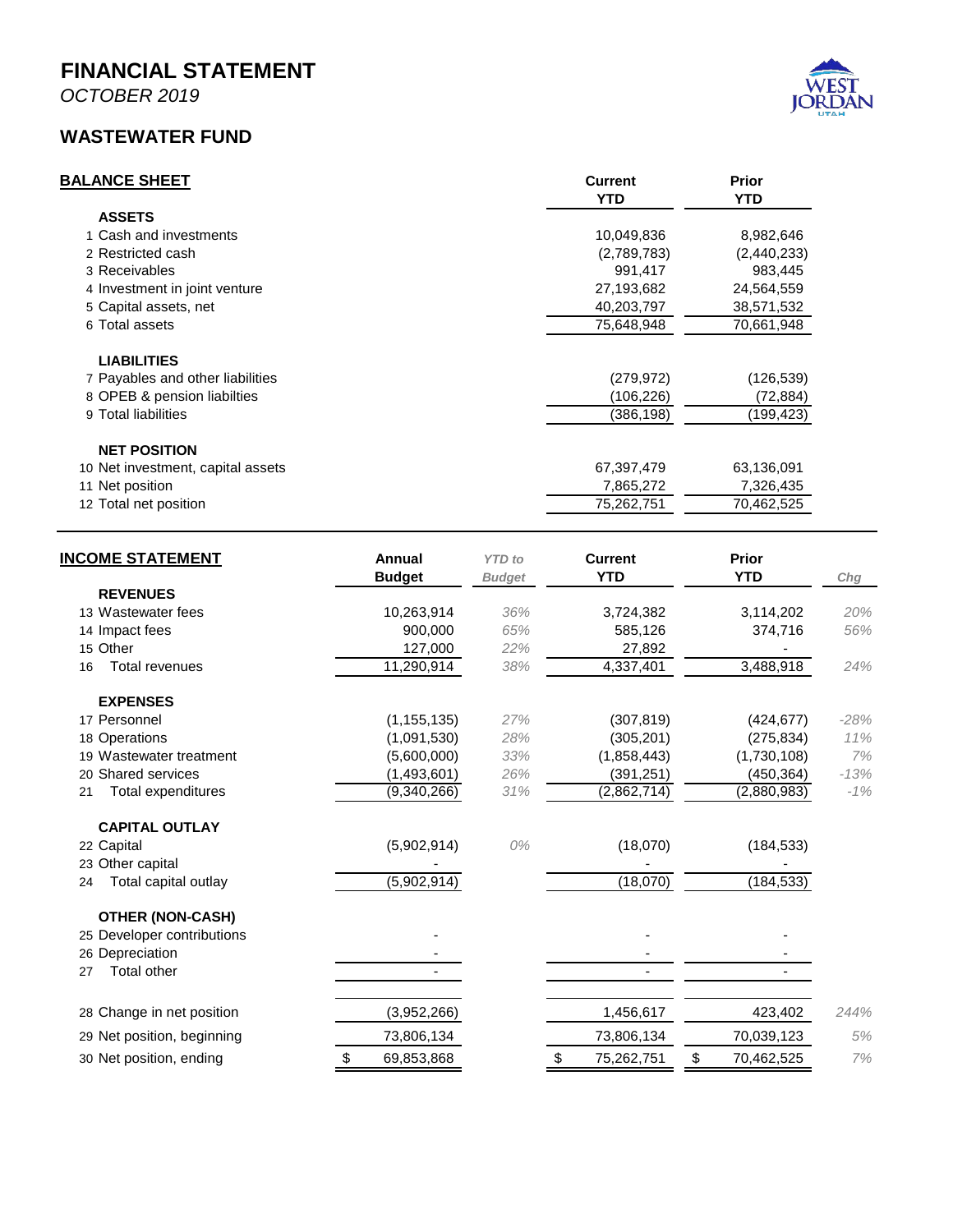# FINANCIAL STATEMENT

*OCTOBER 2019*

## WASTEWATER FUND

| BALANCE SHEET | Current YTD | Prior YTD |
|---|---|---|
| **ASSETS** | | |
| 1 Cash and investments | 10,049,836 | 8,982,646 |
| 2 Restricted cash | (2,789,783) | (2,440,233) |
| 3 Receivables | 991,417 | 983,445 |
| 4 Investment in joint venture | 27,193,682 | 24,564,559 |
| 5 Capital assets, net | 40,203,797 | 38,571,532 |
| 6 Total assets | 75,648,948 | 70,661,948 |
| **LIABILITIES** | | |
| 7 Payables and other liabilities | (279,972) | (126,539) |
| 8 OPEB & pension liabilties | (106,226) | (72,884) |
| 9 Total liabilities | (386,198) | (199,423) |
| **NET POSITION** | | |
| 10 Net investment, capital assets | 67,397,479 | 63,136,091 |
| 11 Net position | 7,865,272 | 7,326,435 |
| 12 Total net position | 75,262,751 | 70,462,525 |

| INCOME STATEMENT | Annual Budget | *YTD to Budget* | Current YTD | Prior YTD | *Chg* |
|---|---|---|---|---|---|
| **REVENUES** | | | | | |
| 13 Wastewater fees | 10,263,914 | *36%* | 3,724,382 | 3,114,202 | *20%* |
| 14 Impact fees | 900,000 | *65%* | 585,126 | 374,716 | *56%* |
| 15 Other | 127,000 | *22%* | 27,892 | - | |
| 16 Total revenues | 11,290,914 | *38%* | 4,337,401 | 3,488,918 | *24%* |
| **EXPENSES** | | | | | |
| 17 Personnel | (1,155,135) | *27%* | (307,819) | (424,677) | *-28%* |
| 18 Operations | (1,091,530) | *28%* | (305,201) | (275,834) | *11%* |
| 19 Wastewater treatment | (5,600,000) | *33%* | (1,858,443) | (1,730,108) | *7%* |
| 20 Shared services | (1,493,601) | *26%* | (391,251) | (450,364) | *-13%* |
| 21 Total expenditures | (9,340,266) | *31%* | (2,862,714) | (2,880,983) | *-1%* |
| **CAPITAL OUTLAY** | | | | | |
| 22 Capital | (5,902,914) | *0%* | (18,070) | (184,533) | |
| 23 Other capital | - | | - | - | |
| 24 Total capital outlay | (5,902,914) | | (18,070) | (184,533) | |
| **OTHER (NON-CASH)** | | | | | |
| 25 Developer contributions | - | | - | - | |
| 26 Depreciation | - | | - | - | |
| 27 Total other | - | | - | - | |
| 28 Change in net position | (3,952,266) | | 1,456,617 | 423,402 | *244%* |
| 29 Net position, beginning | 73,806,134 | | 73,806,134 | 70,039,123 | *5%* |
| 30 Net position, ending | $ 69,853,868 | | $ 75,262,751 | $ 70,462,525 | *7%* |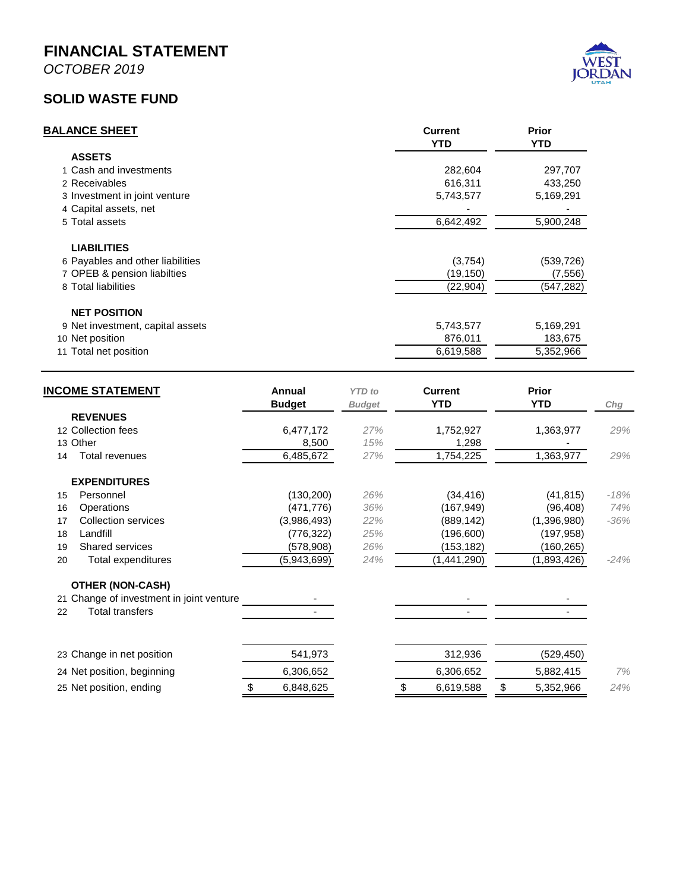# FINANCIAL STATEMENT

*OCTOBER 2019*

## SOLID WASTE FUND

### BALANCE SHEET

| | | Current YTD | Prior YTD |
|---|---|---|---|
| | **ASSETS** | | |
| 1 | Cash and investments | 282,604 | 297,707 |
| 2 | Receivables | 616,311 | 433,250 |
| 3 | Investment in joint venture | 5,743,577 | 5,169,291 |
| 4 | Capital assets, net | - | - |
| 5 | Total assets | 6,642,492 | 5,900,248 |
| | **LIABILITIES** | | |
| 6 | Payables and other liabilities | (3,754) | (539,726) |
| 7 | OPEB & pension liabilties | (19,150) | (7,556) |
| 8 | Total liabilities | (22,904) | (547,282) |
| | **NET POSITION** | | |
| 9 | Net investment, capital assets | 5,743,577 | 5,169,291 |
| 10 | Net position | 876,011 | 183,675 |
| 11 | Total net position | 6,619,588 | 5,352,966 |

### INCOME STATEMENT

| | | Annual Budget | *YTD to Budget* | Current YTD | Prior YTD | *Chg* |
|---|---|---|---|---|---|---|
| | **REVENUES** | | | | | |
| 12 | Collection fees | 6,477,172 | *27%* | 1,752,927 | 1,363,977 | *29%* |
| 13 | Other | 8,500 | *15%* | 1,298 | - | |
| 14 | Total revenues | 6,485,672 | *27%* | 1,754,225 | 1,363,977 | *29%* |
| | **EXPENDITURES** | | | | | |
| 15 | Personnel | (130,200) | *26%* | (34,416) | (41,815) | *-18%* |
| 16 | Operations | (471,776) | *36%* | (167,949) | (96,408) | *74%* |
| 17 | Collection services | (3,986,493) | *22%* | (889,142) | (1,396,980) | *-36%* |
| 18 | Landfill | (776,322) | *25%* | (196,600) | (197,958) | |
| 19 | Shared services | (578,908) | *26%* | (153,182) | (160,265) | |
| 20 | Total expenditures | (5,943,699) | *24%* | (1,441,290) | (1,893,426) | *-24%* |
| | **OTHER (NON-CASH)** | | | | | |
| 21 | Change of investment in joint venture | - | | - | - | |
| 22 | Total transfers | - | | - | - | |
| 23 | Change in net position | 541,973 | | 312,936 | (529,450) | |
| 24 | Net position, beginning | 6,306,652 | | 6,306,652 | 5,882,415 | *7%* |
| 25 | Net position, ending | $ 6,848,625 | | $ 6,619,588 | $ 5,352,966 | *24%* |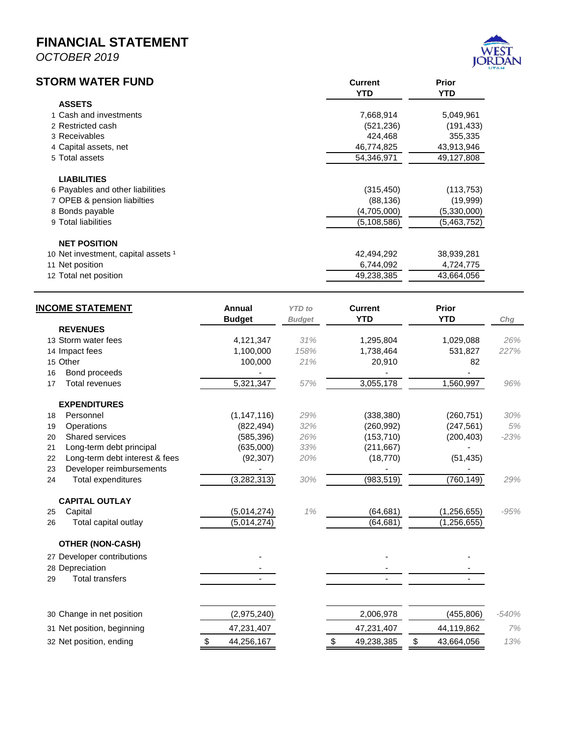# FINANCIAL STATEMENT

*OCTOBER 2019*

## STORM WATER FUND

| | | Current YTD | Prior YTD |
|---|---|---|---|
| | **ASSETS** | | |
| 1 | Cash and investments | 7,668,914 | 5,049,961 |
| 2 | Restricted cash | (521,236) | (191,433) |
| 3 | Receivables | 424,468 | 355,335 |
| 4 | Capital assets, net | 46,774,825 | 43,913,946 |
| 5 | Total assets | 54,346,971 | 49,127,808 |
| | **LIABILITIES** | | |
| 6 | Payables and other liabilities | (315,450) | (113,753) |
| 7 | OPEB & pension liabilties | (88,136) | (19,999) |
| 8 | Bonds payable | (4,705,000) | (5,330,000) |
| 9 | Total liabilities | (5,108,586) | (5,463,752) |
| | **NET POSITION** | | |
| 10 | Net investment, capital assets [1] | 42,494,292 | 38,939,281 |
| 11 | Net position | 6,744,092 | 4,724,775 |
| 12 | Total net position | 49,238,385 | 43,664,056 |

## INCOME STATEMENT

| | | Annual Budget | *YTD to Budget* | Current YTD | Prior YTD | *Chg* |
|---|---|---|---|---|---|---|
| | **REVENUES** | | | | | |
| 13 | Storm water fees | 4,121,347 | *31%* | 1,295,804 | 1,029,088 | *26%* |
| 14 | Impact fees | 1,100,000 | *158%* | 1,738,464 | 531,827 | *227%* |
| 15 | Other | 100,000 | *21%* | 20,910 | 82 | |
| 16 | Bond proceeds | - | | - | - | |
| 17 | Total revenues | 5,321,347 | *57%* | 3,055,178 | 1,560,997 | *96%* |
| | **EXPENDITURES** | | | | | |
| 18 | Personnel | (1,147,116) | *29%* | (338,380) | (260,751) | *30%* |
| 19 | Operations | (822,494) | *32%* | (260,992) | (247,561) | *5%* |
| 20 | Shared services | (585,396) | *26%* | (153,710) | (200,403) | *-23%* |
| 21 | Long-term debt principal | (635,000) | *33%* | (211,667) | - | |
| 22 | Long-term debt interest & fees | (92,307) | *20%* | (18,770) | (51,435) | |
| 23 | Developer reimbursements | - | | - | - | |
| 24 | Total expenditures | (3,282,313) | *30%* | (983,519) | (760,149) | *29%* |
| | **CAPITAL OUTLAY** | | | | | |
| 25 | Capital | (5,014,274) | *1%* | (64,681) | (1,256,655) | *-95%* |
| 26 | Total capital outlay | (5,014,274) | | (64,681) | (1,256,655) | |
| | **OTHER (NON-CASH)** | | | | | |
| 27 | Developer contributions | - | | - | - | |
| 28 | Depreciation | - | | - | - | |
| 29 | Total transfers | - | | - | - | |
| 30 | Change in net position | (2,975,240) | | 2,006,978 | (455,806) | *-540%* |
| 31 | Net position, beginning | 47,231,407 | | 47,231,407 | 44,119,862 | *7%* |
| 32 | Net position, ending | $ 44,256,167 | | $ 49,238,385 | $ 43,664,056 | *13%* |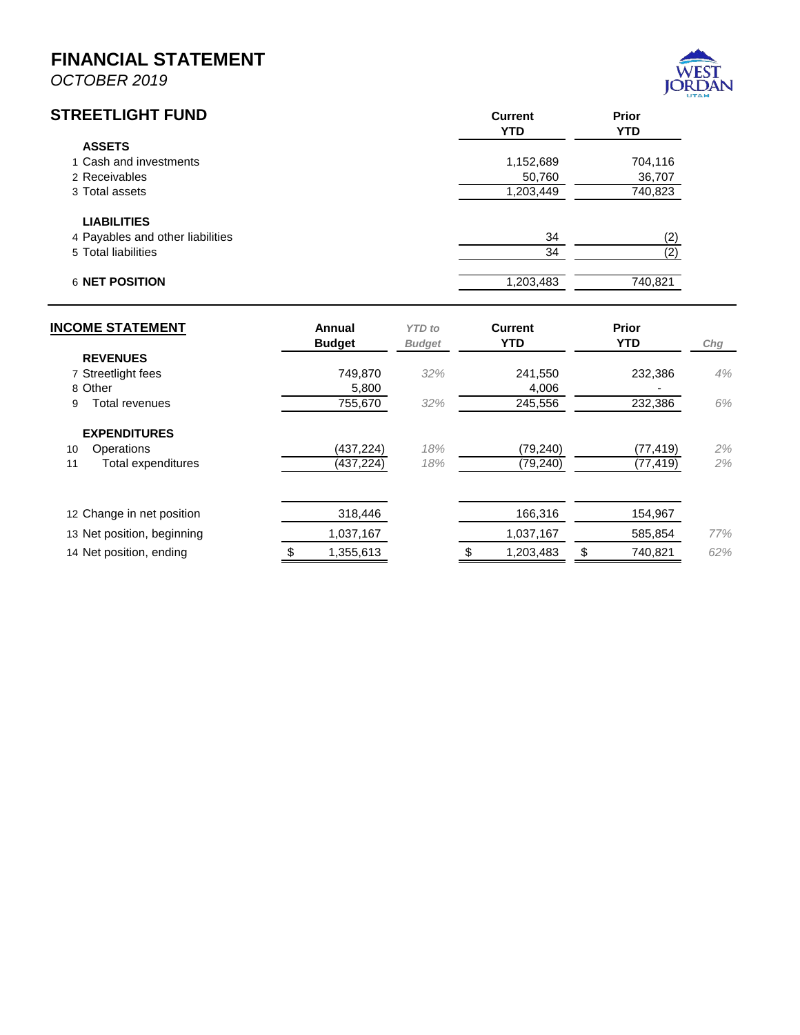# FINANCIAL STATEMENT

*OCTOBER 2019*

## STREETLIGHT FUND

| | | Current YTD | Prior YTD |
|---|---|---|---|
| | **ASSETS** | | |
| 1 | Cash and investments | 1,152,689 | 704,116 |
| 2 | Receivables | 50,760 | 36,707 |
| 3 | Total assets | 1,203,449 | 740,823 |
| | **LIABILITIES** | | |
| 4 | Payables and other liabilities | 34 | (2) |
| 5 | Total liabilities | 34 | (2) |
| 6 | **NET POSITION** | 1,203,483 | 740,821 |

## INCOME STATEMENT

| | | Annual Budget | *YTD to Budget* | Current YTD | Prior YTD | *Chg* |
|---|---|---|---|---|---|---|
| | **REVENUES** | | | | | |
| 7 | Streetlight fees | 749,870 | *32%* | 241,550 | 232,386 | *4%* |
| 8 | Other | 5,800 | | 4,006 | - | |
| 9 | Total revenues | 755,670 | *32%* | 245,556 | 232,386 | *6%* |
| | **EXPENDITURES** | | | | | |
| 10 | Operations | (437,224) | *18%* | (79,240) | (77,419) | *2%* |
| 11 | Total expenditures | (437,224) | *18%* | (79,240) | (77,419) | *2%* |
| 12 | Change in net position | 318,446 | | 166,316 | 154,967 | |
| 13 | Net position, beginning | 1,037,167 | | 1,037,167 | 585,854 | *77%* |
| 14 | Net position, ending | $ 1,355,613 | | $ 1,203,483 | $ 740,821 | *62%* |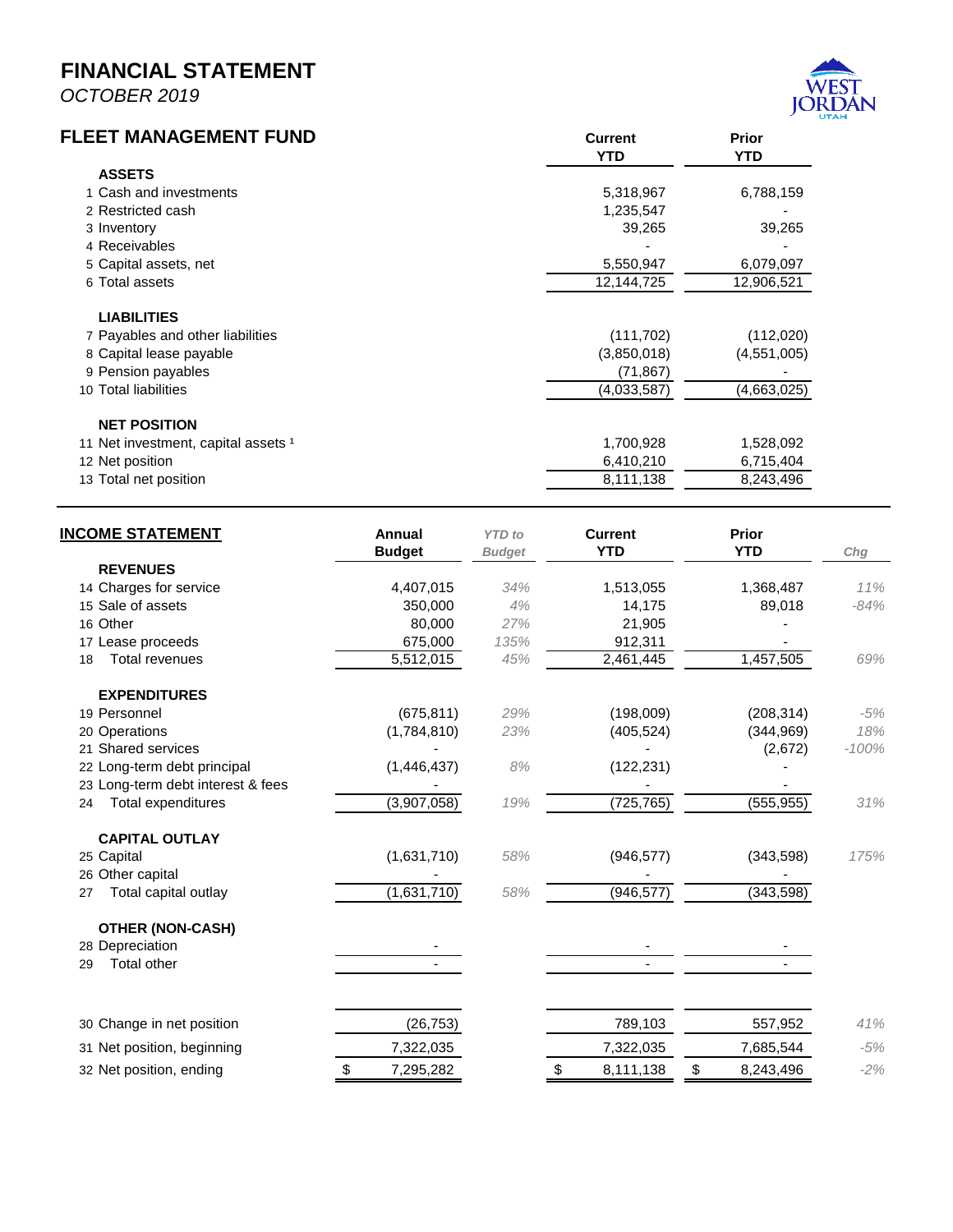# FINANCIAL STATEMENT

*OCTOBER 2019*

## FLEET MANAGEMENT FUND

| | | Current YTD | Prior YTD |
|---|---|---|---|
| | **ASSETS** | | |
| 1 | Cash and investments | 5,318,967 | 6,788,159 |
| 2 | Restricted cash | 1,235,547 | - |
| 3 | Inventory | 39,265 | 39,265 |
| 4 | Receivables | - | - |
| 5 | Capital assets, net | 5,550,947 | 6,079,097 |
| 6 | Total assets | 12,144,725 | 12,906,521 |
| | **LIABILITIES** | | |
| 7 | Payables and other liabilities | (111,702) | (112,020) |
| 8 | Capital lease payable | (3,850,018) | (4,551,005) |
| 9 | Pension payables | (71,867) | - |
| 10 | Total liabilities | (4,033,587) | (4,663,025) |
| | **NET POSITION** | | |
| 11 | Net investment, capital assets [1] | 1,700,928 | 1,528,092 |
| 12 | Net position | 6,410,210 | 6,715,404 |
| 13 | Total net position | 8,111,138 | 8,243,496 |

## INCOME STATEMENT

| | | Annual Budget | *YTD to Budget* | Current YTD | Prior YTD | *Chg* |
|---|---|---|---|---|---|---|
| | **REVENUES** | | | | | |
| 14 | Charges for service | 4,407,015 | *34%* | 1,513,055 | 1,368,487 | *11%* |
| 15 | Sale of assets | 350,000 | *4%* | 14,175 | 89,018 | *-84%* |
| 16 | Other | 80,000 | *27%* | 21,905 | - | |
| 17 | Lease proceeds | 675,000 | *135%* | 912,311 | - | |
| 18 | Total revenues | 5,512,015 | *45%* | 2,461,445 | 1,457,505 | *69%* |
| | **EXPENDITURES** | | | | | |
| 19 | Personnel | (675,811) | *29%* | (198,009) | (208,314) | *-5%* |
| 20 | Operations | (1,784,810) | *23%* | (405,524) | (344,969) | *18%* |
| 21 | Shared services | - | | - | (2,672) | *-100%* |
| 22 | Long-term debt principal | (1,446,437) | *8%* | (122,231) | - | |
| 23 | Long-term debt interest & fees | - | | - | - | |
| 24 | Total expenditures | (3,907,058) | *19%* | (725,765) | (555,955) | *31%* |
| | **CAPITAL OUTLAY** | | | | | |
| 25 | Capital | (1,631,710) | *58%* | (946,577) | (343,598) | *175%* |
| 26 | Other capital | - | | - | - | |
| 27 | Total capital outlay | (1,631,710) | *58%* | (946,577) | (343,598) | |
| | **OTHER (NON-CASH)** | | | | | |
| 28 | Depreciation | - | | - | - | |
| 29 | Total other | - | | - | - | |
| 30 | Change in net position | (26,753) | | 789,103 | 557,952 | *41%* |
| 31 | Net position, beginning | 7,322,035 | | 7,322,035 | 7,685,544 | *-5%* |
| 32 | Net position, ending | $ 7,295,282 | | $ 8,111,138 | $ 8,243,496 | *-2%* |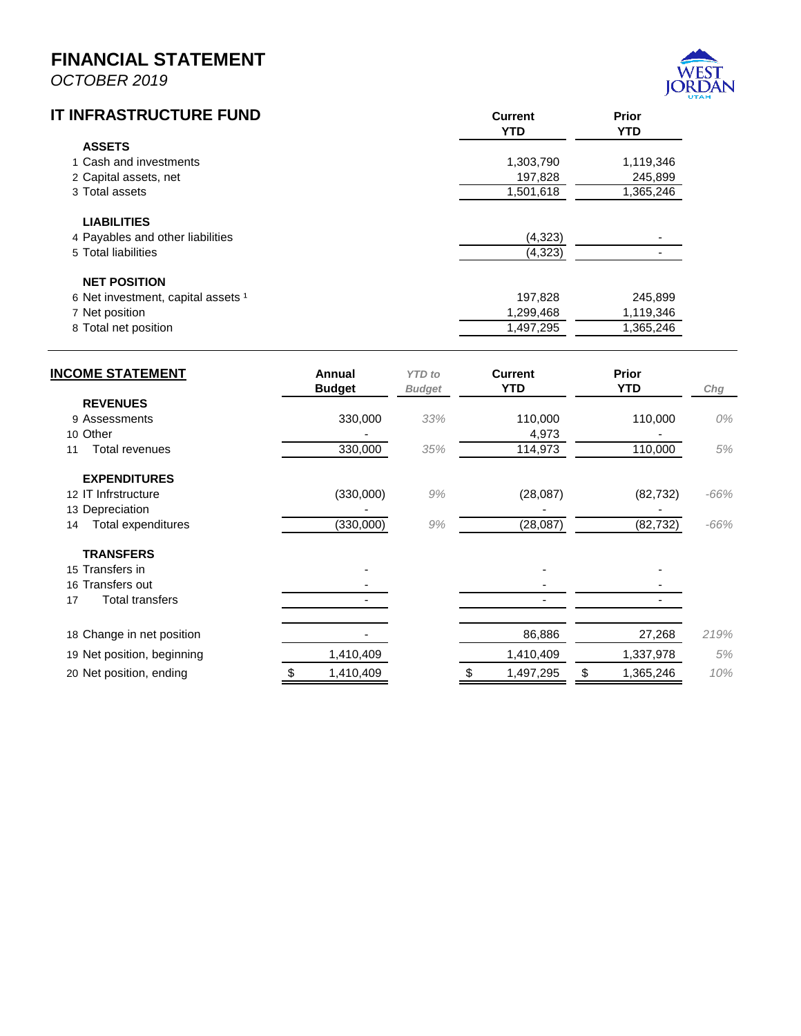# FINANCIAL STATEMENT

*OCTOBER 2019*

## IT INFRASTRUCTURE FUND

| | Current YTD | Prior YTD |
|---|---|---|
| **ASSETS** | | |
| 1 Cash and investments | 1,303,790 | 1,119,346 |
| 2 Capital assets, net | 197,828 | 245,899 |
| 3 Total assets | 1,501,618 | 1,365,246 |
| **LIABILITIES** | | |
| 4 Payables and other liabilities | (4,323) | - |
| 5 Total liabilities | (4,323) | - |
| **NET POSITION** | | |
| 6 Net investment, capital assets [1] | 197,828 | 245,899 |
| 7 Net position | 1,299,468 | 1,119,346 |
| 8 Total net position | 1,497,295 | 1,365,246 |

## INCOME STATEMENT

| | Annual Budget | *YTD to Budget* | Current YTD | Prior YTD | *Chg* |
|---|---|---|---|---|---|
| **REVENUES** | | | | | |
| 9 Assessments | 330,000 | *33%* | 110,000 | 110,000 | *0%* |
| 10 Other | - | | 4,973 | - | |
| 11 Total revenues | 330,000 | *35%* | 114,973 | 110,000 | *5%* |
| **EXPENDITURES** | | | | | |
| 12 IT Infrstructure | (330,000) | *9%* | (28,087) | (82,732) | *-66%* |
| 13 Depreciation | - | | - | - | |
| 14 Total expenditures | (330,000) | *9%* | (28,087) | (82,732) | *-66%* |
| **TRANSFERS** | | | | | |
| 15 Transfers in | - | | - | - | |
| 16 Transfers out | - | | - | - | |
| 17 Total transfers | - | | - | - | |
| 18 Change in net position | - | | 86,886 | 27,268 | *219%* |
| 19 Net position, beginning | 1,410,409 | | 1,410,409 | 1,337,978 | *5%* |
| 20 Net position, ending | $ 1,410,409 | | $ 1,497,295 | $ 1,365,246 | *10%* |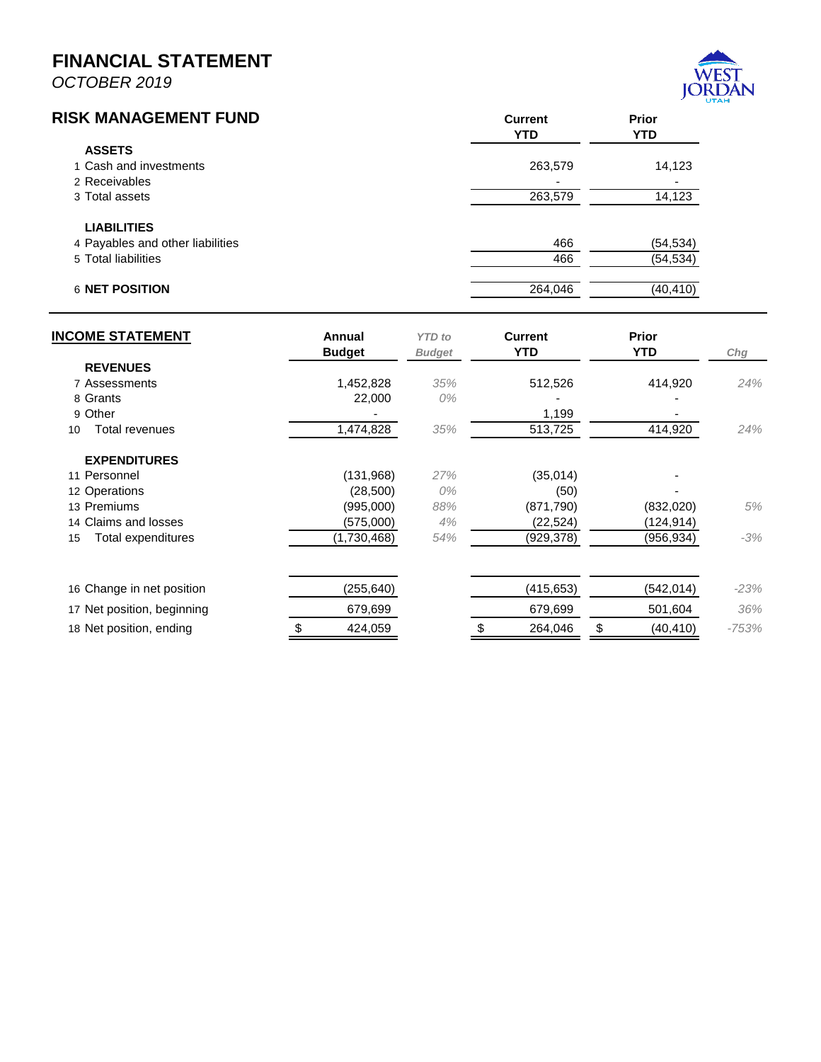# FINANCIAL STATEMENT

*OCTOBER 2019*

WEST JORDAN UTAH

## RISK MANAGEMENT FUND

| | | Current YTD | Prior YTD |
|---|---|---|---|
| **ASSETS** | | | |
| 1 | Cash and investments | 263,579 | 14,123 |
| 2 | Receivables | - | - |
| 3 | Total assets | 263,579 | 14,123 |
| **LIABILITIES** | | | |
| 4 | Payables and other liabilities | 466 | (54,534) |
| 5 | Total liabilities | 466 | (54,534) |
| 6 | **NET POSITION** | 264,046 | (40,410) |

## INCOME STATEMENT

| | | Annual Budget | *YTD to Budget* | Current YTD | Prior YTD | *Chg* |
|---|---|---|---|---|---|---|
| **REVENUES** | | | | | | |
| 7 | Assessments | 1,452,828 | *35%* | 512,526 | 414,920 | *24%* |
| 8 | Grants | 22,000 | *0%* | - | - | |
| 9 | Other | - | | 1,199 | - | |
| 10 | Total revenues | 1,474,828 | *35%* | 513,725 | 414,920 | *24%* |
| **EXPENDITURES** | | | | | | |
| 11 | Personnel | (131,968) | *27%* | (35,014) | - | |
| 12 | Operations | (28,500) | *0%* | (50) | - | |
| 13 | Premiums | (995,000) | *88%* | (871,790) | (832,020) | *5%* |
| 14 | Claims and losses | (575,000) | *4%* | (22,524) | (124,914) | |
| 15 | Total expenditures | (1,730,468) | *54%* | (929,378) | (956,934) | *-3%* |
| 16 | Change in net position | (255,640) | | (415,653) | (542,014) | *-23%* |
| 17 | Net position, beginning | 679,699 | | 679,699 | 501,604 | *36%* |
| 18 | Net position, ending | $ 424,059 | | $ 264,046 | $ (40,410) | *-753%* |